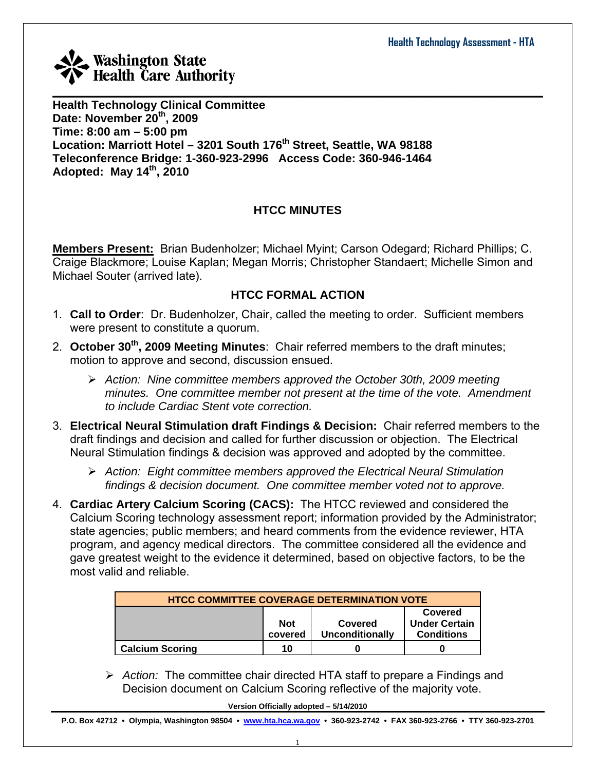Washington State Health Care Authority

**Health Technology Clinical Committee**
**Date: November 20th, 2009**
**Time: 8:00 am – 5:00 pm**
**Location: Marriott Hotel – 3201 South 176th Street, Seattle, WA 98188**
**Teleconference Bridge: 1-360-923-2996 Access Code: 360-946-1464**
**Adopted: May 14th, 2010**

## HTCC MINUTES

**Members Present:** Brian Budenholzer; Michael Myint; Carson Odegard; Richard Phillips; C. Craige Blackmore; Louise Kaplan; Megan Morris; Christopher Standaert; Michelle Simon and Michael Souter (arrived late).

## HTCC FORMAL ACTION

1. **Call to Order**: Dr. Budenholzer, Chair, called the meeting to order. Sufficient members were present to constitute a quorum.
2. **October 30th, 2009 Meeting Minutes**: Chair referred members to the draft minutes; motion to approve and second, discussion ensued.
   - *Action: Nine committee members approved the October 30th, 2009 meeting minutes. One committee member not present at the time of the vote. Amendment to include Cardiac Stent vote correction.*
3. **Electrical Neural Stimulation draft Findings & Decision:** Chair referred members to the draft findings and decision and called for further discussion or objection. The Electrical Neural Stimulation findings & decision was approved and adopted by the committee.
   - *Action: Eight committee members approved the Electrical Neural Stimulation findings & decision document. One committee member voted not to approve.*
4. **Cardiac Artery Calcium Scoring (CACS):** The HTCC reviewed and considered the Calcium Scoring technology assessment report; information provided by the Administrator; state agencies; public members; and heard comments from the evidence reviewer, HTA program, and agency medical directors. The committee considered all the evidence and gave greatest weight to the evidence it determined, based on objective factors, to be the most valid and reliable.

| HTCC COMMITTEE COVERAGE DETERMINATION VOTE | | | |
|---|---|---|---|
| | Not covered | Covered Unconditionally | Covered Under Certain Conditions |
| Calcium Scoring | 10 | 0 | 0 |

   - *Action:* The committee chair directed HTA staff to prepare a Findings and Decision document on Calcium Scoring reflective of the majority vote.

Version Officially adopted – 5/14/2010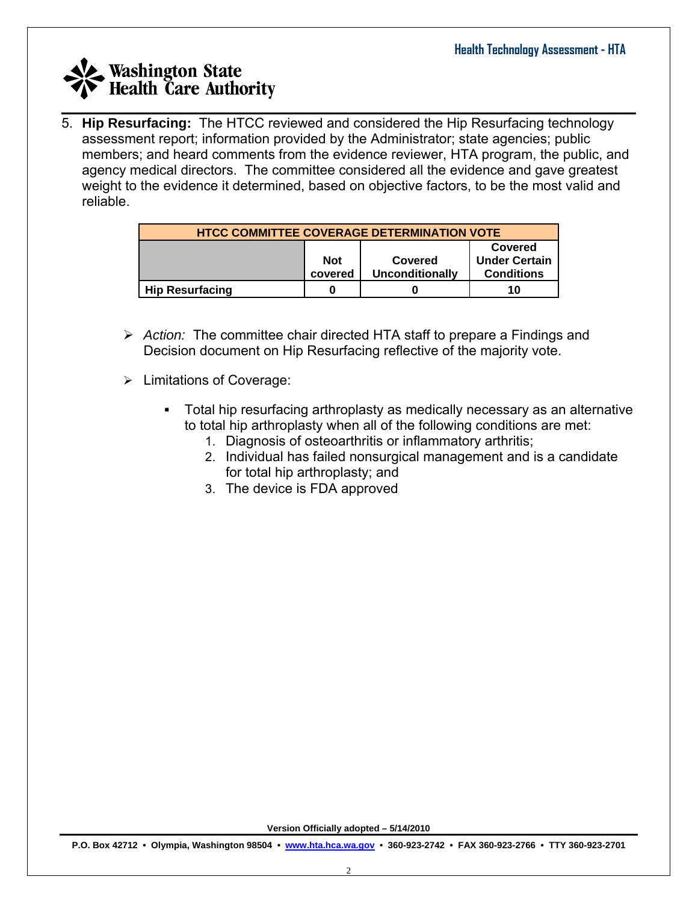5. **Hip Resurfacing:** The HTCC reviewed and considered the Hip Resurfacing technology assessment report; information provided by the Administrator; state agencies; public members; and heard comments from the evidence reviewer, HTA program, the public, and agency medical directors. The committee considered all the evidence and gave greatest weight to the evidence it determined, based on objective factors, to be the most valid and reliable.

| HTCC COMMITTEE COVERAGE DETERMINATION VOTE | | | |
|---|---|---|---|
| | **Not covered** | **Covered Unconditionally** | **Covered Under Certain Conditions** |
| **Hip Resurfacing** | **0** | **0** | **10** |

- *Action:* The committee chair directed HTA staff to prepare a Findings and Decision document on Hip Resurfacing reflective of the majority vote.
- Limitations of Coverage:
  - Total hip resurfacing arthroplasty as medically necessary as an alternative to total hip arthroplasty when all of the following conditions are met:
    1. Diagnosis of osteoarthritis or inflammatory arthritis;
    2. Individual has failed nonsurgical management and is a candidate for total hip arthroplasty; and
    3. The device is FDA approved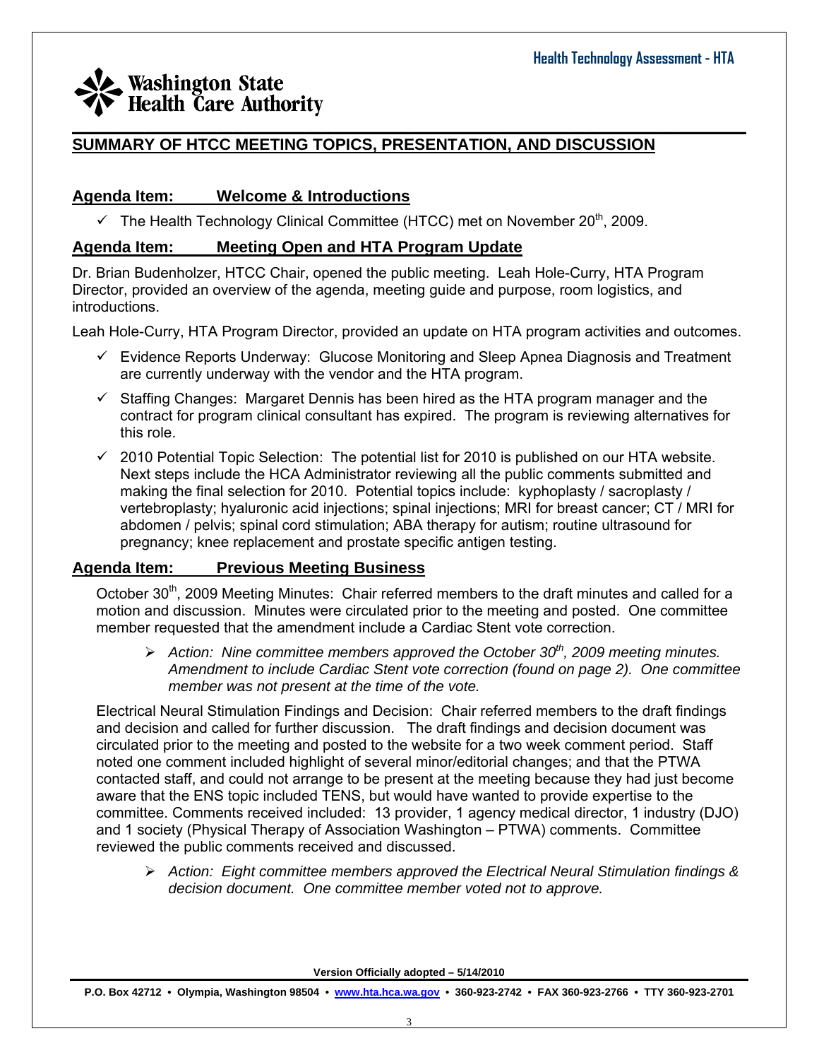## SUMMARY OF HTCC MEETING TOPICS, PRESENTATION, AND DISCUSSION

### Agenda Item: Welcome & Introductions

- ✓ The Health Technology Clinical Committee (HTCC) met on November 20th, 2009.

### Agenda Item: Meeting Open and HTA Program Update

Dr. Brian Budenholzer, HTCC Chair, opened the public meeting. Leah Hole-Curry, HTA Program Director, provided an overview of the agenda, meeting guide and purpose, room logistics, and introductions.

Leah Hole-Curry, HTA Program Director, provided an update on HTA program activities and outcomes.

- ✓ Evidence Reports Underway: Glucose Monitoring and Sleep Apnea Diagnosis and Treatment are currently underway with the vendor and the HTA program.
- ✓ Staffing Changes: Margaret Dennis has been hired as the HTA program manager and the contract for program clinical consultant has expired. The program is reviewing alternatives for this role.
- ✓ 2010 Potential Topic Selection: The potential list for 2010 is published on our HTA website. Next steps include the HCA Administrator reviewing all the public comments submitted and making the final selection for 2010. Potential topics include: kyphoplasty / sacroplasty / vertebroplasty; hyaluronic acid injections; spinal injections; MRI for breast cancer; CT / MRI for abdomen / pelvis; spinal cord stimulation; ABA therapy for autism; routine ultrasound for pregnancy; knee replacement and prostate specific antigen testing.

### Agenda Item: Previous Meeting Business

October 30th, 2009 Meeting Minutes: Chair referred members to the draft minutes and called for a motion and discussion. Minutes were circulated prior to the meeting and posted. One committee member requested that the amendment include a Cardiac Stent vote correction.

> *Action: Nine committee members approved the October 30th, 2009 meeting minutes. Amendment to include Cardiac Stent vote correction (found on page 2). One committee member was not present at the time of the vote.*

Electrical Neural Stimulation Findings and Decision: Chair referred members to the draft findings and decision and called for further discussion. The draft findings and decision document was circulated prior to the meeting and posted to the website for a two week comment period. Staff noted one comment included highlight of several minor/editorial changes; and that the PTWA contacted staff, and could not arrange to be present at the meeting because they had just become aware that the ENS topic included TENS, but would have wanted to provide expertise to the committee. Comments received included: 13 provider, 1 agency medical director, 1 industry (DJO) and 1 society (Physical Therapy of Association Washington – PTWA) comments. Committee reviewed the public comments received and discussed.

> *Action: Eight committee members approved the Electrical Neural Stimulation findings & decision document. One committee member voted not to approve.*

**Version Officially adopted – 5/14/2010**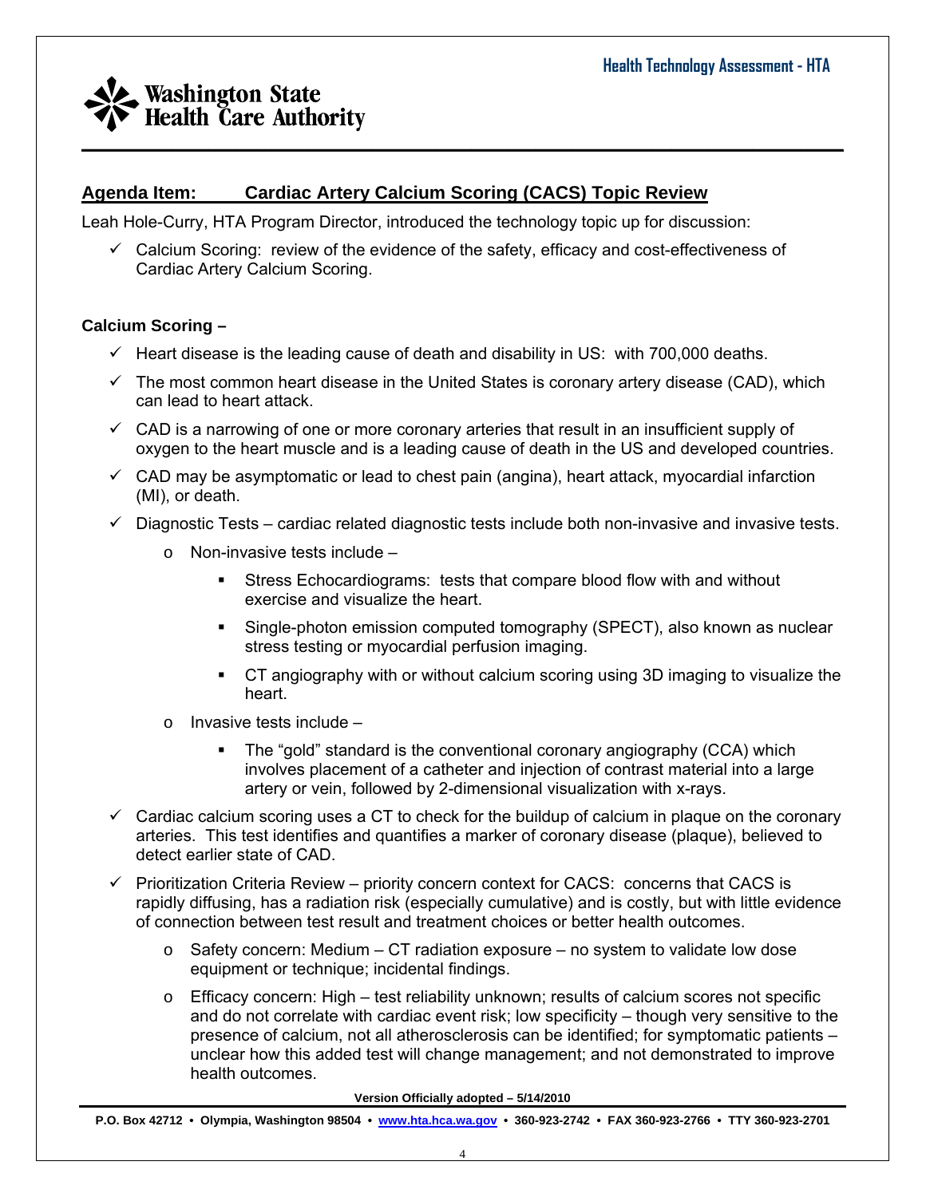## Agenda Item: Cardiac Artery Calcium Scoring (CACS) Topic Review

Leah Hole-Curry, HTA Program Director, introduced the technology topic up for discussion:

- ✓ Calcium Scoring: review of the evidence of the safety, efficacy and cost-effectiveness of Cardiac Artery Calcium Scoring.

**Calcium Scoring –**

- ✓ Heart disease is the leading cause of death and disability in US: with 700,000 deaths.
- ✓ The most common heart disease in the United States is coronary artery disease (CAD), which can lead to heart attack.
- ✓ CAD is a narrowing of one or more coronary arteries that result in an insufficient supply of oxygen to the heart muscle and is a leading cause of death in the US and developed countries.
- ✓ CAD may be asymptomatic or lead to chest pain (angina), heart attack, myocardial infarction (MI), or death.
- ✓ Diagnostic Tests – cardiac related diagnostic tests include both non-invasive and invasive tests.
  - Non-invasive tests include –
    - Stress Echocardiograms: tests that compare blood flow with and without exercise and visualize the heart.
    - Single-photon emission computed tomography (SPECT), also known as nuclear stress testing or myocardial perfusion imaging.
    - CT angiography with or without calcium scoring using 3D imaging to visualize the heart.
  - Invasive tests include –
    - The "gold" standard is the conventional coronary angiography (CCA) which involves placement of a catheter and injection of contrast material into a large artery or vein, followed by 2-dimensional visualization with x-rays.
- ✓ Cardiac calcium scoring uses a CT to check for the buildup of calcium in plaque on the coronary arteries. This test identifies and quantifies a marker of coronary disease (plaque), believed to detect earlier state of CAD.
- ✓ Prioritization Criteria Review – priority concern context for CACS: concerns that CACS is rapidly diffusing, has a radiation risk (especially cumulative) and is costly, but with little evidence of connection between test result and treatment choices or better health outcomes.
  - Safety concern: Medium – CT radiation exposure – no system to validate low dose equipment or technique; incidental findings.
  - Efficacy concern: High – test reliability unknown; results of calcium scores not specific and do not correlate with cardiac event risk; low specificity – though very sensitive to the presence of calcium, not all atherosclerosis can be identified; for symptomatic patients – unclear how this added test will change management; and not demonstrated to improve health outcomes.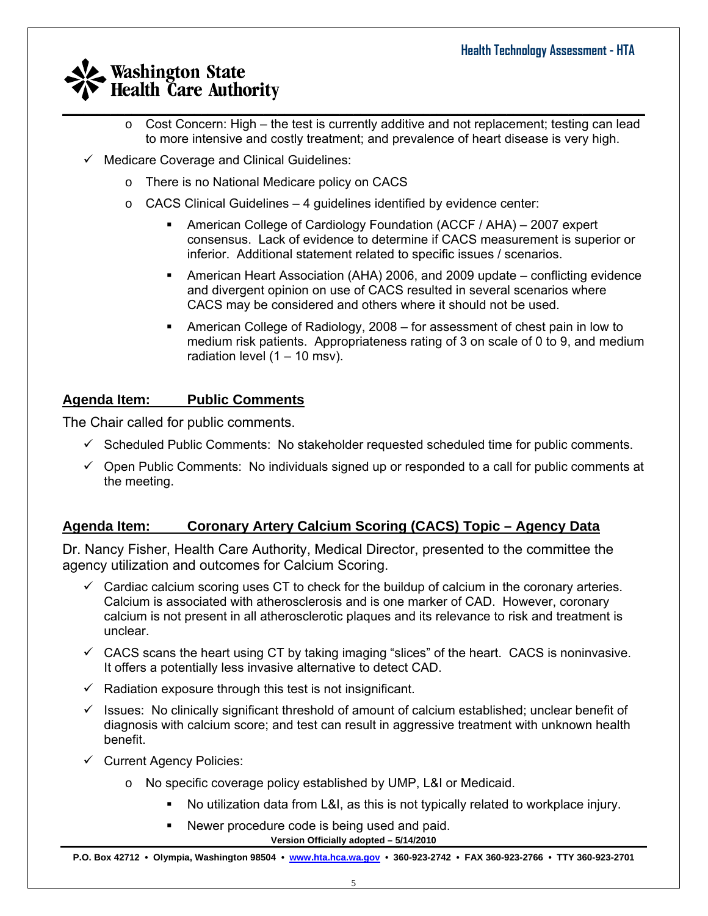- Cost Concern: High – the test is currently additive and not replacement; testing can lead to more intensive and costly treatment; and prevalence of heart disease is very high.

- ✓ Medicare Coverage and Clinical Guidelines:
  - There is no National Medicare policy on CACS
  - CACS Clinical Guidelines – 4 guidelines identified by evidence center:
    - American College of Cardiology Foundation (ACCF / AHA) – 2007 expert consensus. Lack of evidence to determine if CACS measurement is superior or inferior. Additional statement related to specific issues / scenarios.
    - American Heart Association (AHA) 2006, and 2009 update – conflicting evidence and divergent opinion on use of CACS resulted in several scenarios where CACS may be considered and others where it should not be used.
    - American College of Radiology, 2008 – for assessment of chest pain in low to medium risk patients. Appropriateness rating of 3 on scale of 0 to 9, and medium radiation level (1 – 10 msv).

## Agenda Item: Public Comments

The Chair called for public comments.

- ✓ Scheduled Public Comments: No stakeholder requested scheduled time for public comments.
- ✓ Open Public Comments: No individuals signed up or responded to a call for public comments at the meeting.

## Agenda Item: Coronary Artery Calcium Scoring (CACS) Topic – Agency Data

Dr. Nancy Fisher, Health Care Authority, Medical Director, presented to the committee the agency utilization and outcomes for Calcium Scoring.

- ✓ Cardiac calcium scoring uses CT to check for the buildup of calcium in the coronary arteries. Calcium is associated with atherosclerosis and is one marker of CAD. However, coronary calcium is not present in all atherosclerotic plaques and its relevance to risk and treatment is unclear.
- ✓ CACS scans the heart using CT by taking imaging "slices" of the heart. CACS is noninvasive. It offers a potentially less invasive alternative to detect CAD.
- ✓ Radiation exposure through this test is not insignificant.
- ✓ Issues: No clinically significant threshold of amount of calcium established; unclear benefit of diagnosis with calcium score; and test can result in aggressive treatment with unknown health benefit.
- ✓ Current Agency Policies:
  - No specific coverage policy established by UMP, L&I or Medicaid.
    - No utilization data from L&I, as this is not typically related to workplace injury.
    - Newer procedure code is being used and paid.

Version Officially adopted – 5/14/2010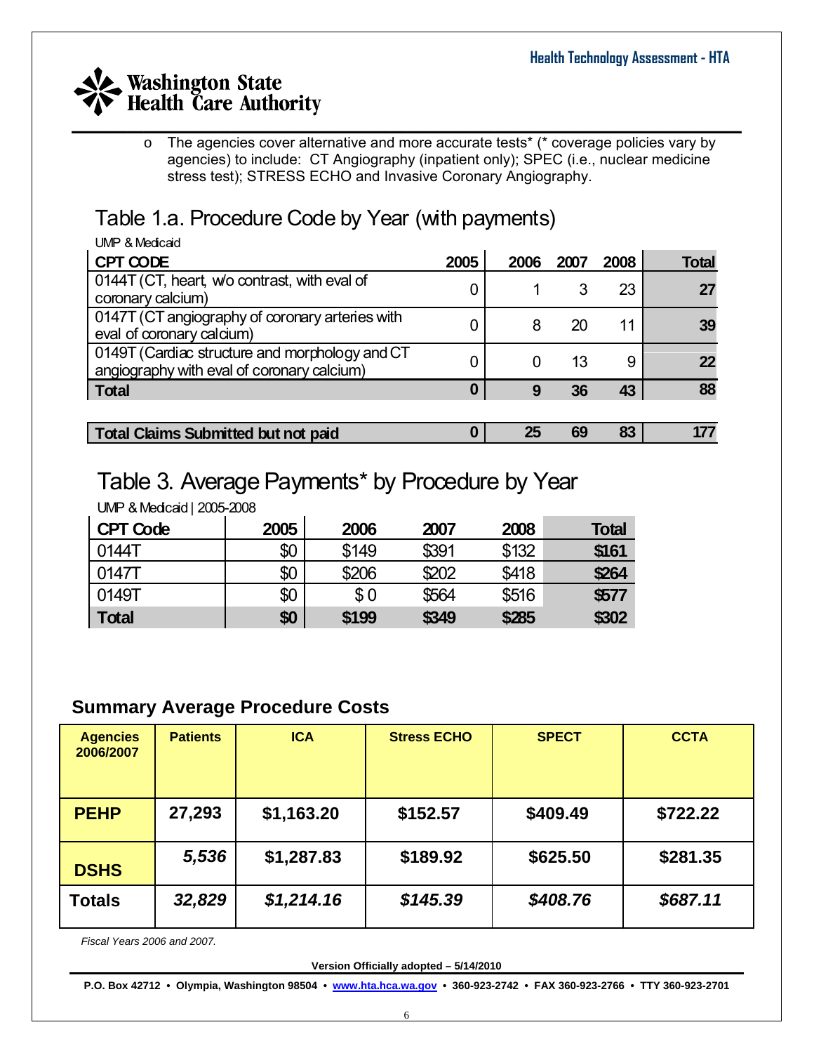- The agencies cover alternative and more accurate tests* (* coverage policies vary by agencies) to include: CT Angiography (inpatient only); SPEC (i.e., nuclear medicine stress test); STRESS ECHO and Invasive Coronary Angiography.

## Table 1.a. Procedure Code by Year (with payments)

UMP & Medicaid

| CPT CODE | 2005 | 2006 | 2007 | 2008 | Total |
|---|---|---|---|---|---|
| 0144T (CT, heart, w/o contrast, with eval of coronary calcium) | 0 | 1 | 3 | 23 | 27 |
| 0147T (CT angiography of coronary arteries with eval of coronary calcium) | 0 | 8 | 20 | 11 | 39 |
| 0149T (Cardiac structure and morphology and CT angiography with eval of coronary calcium) | 0 | 0 | 13 | 9 | 22 |
| **Total** | **0** | **9** | **36** | **43** | **88** |
| | | | | | |
| **Total Claims Submitted but not paid** | **0** | **25** | **69** | **83** | **177** |

## Table 3. Average Payments* by Procedure by Year

UMP & Medicaid | 2005-2008

| CPT Code | 2005 | 2006 | 2007 | 2008 | Total |
|---|---|---|---|---|---|
| 0144T | $0 | $149 | $391 | $132 | $161 |
| 0147T | $0 | $206 | $202 | $418 | $264 |
| 0149T | $0 | $ 0 | $564 | $516 | $577 |
| **Total** | **$0** | **$199** | **$349** | **$285** | **$302** |

### Summary Average Procedure Costs

| Agencies 2006/2007 | Patients | ICA | Stress ECHO | SPECT | CCTA |
|---|---|---|---|---|---|
| **PEHP** | **27,293** | **$1,163.20** | **$152.57** | **$409.49** | **$722.22** |
| **DSHS** | ***5,536*** | **$1,287.83** | **$189.92** | **$625.50** | **$281.35** |
| **Totals** | ***32,829*** | ***$1,214.16*** | ***$145.39*** | ***$408.76*** | ***$687.11*** |

*Fiscal Years 2006 and 2007.*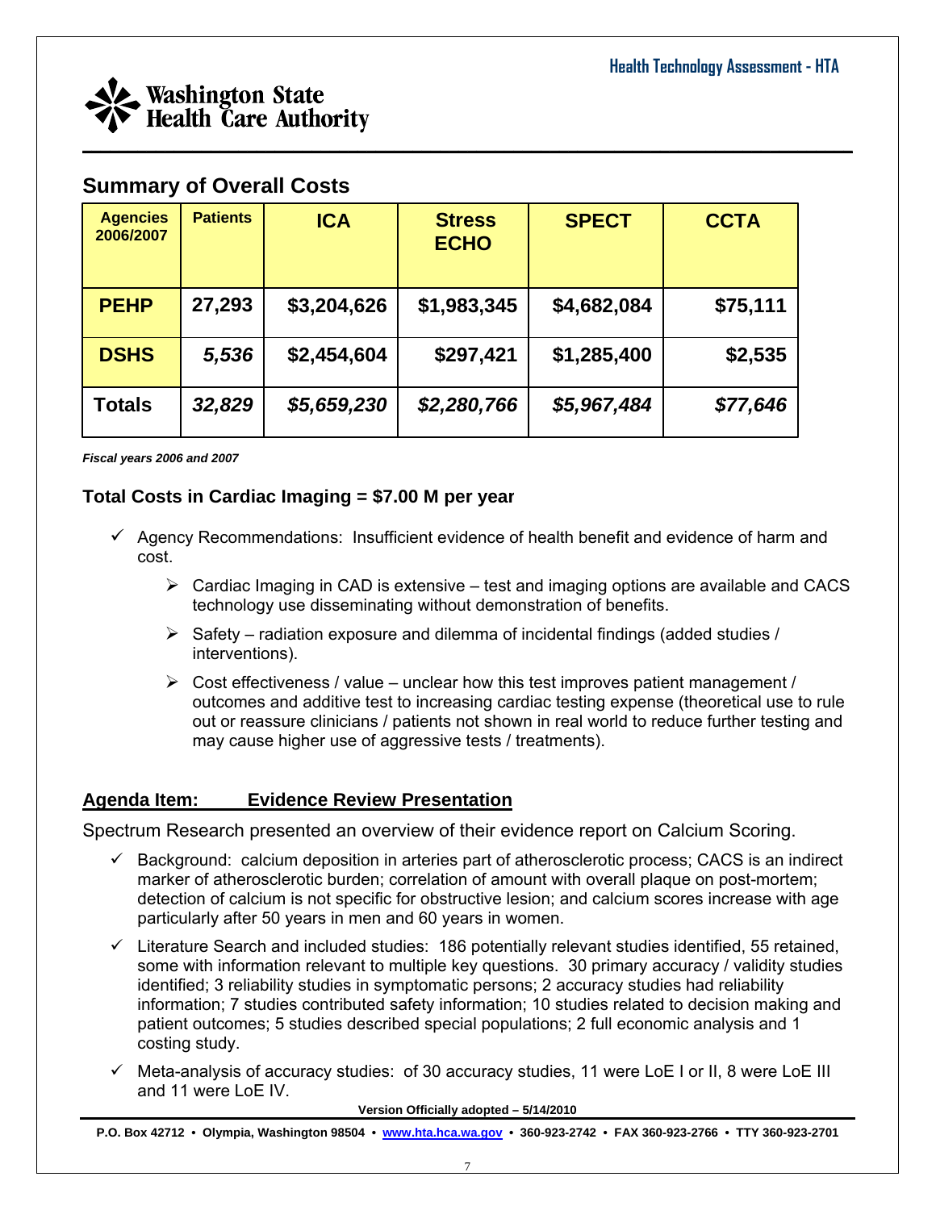## Summary of Overall Costs

| Agencies 2006/2007 | Patients | ICA | Stress ECHO | SPECT | CCTA |
|---|---|---|---|---|---|
| **PEHP** | **27,293** | **$3,204,626** | **$1,983,345** | **$4,682,084** | **$75,111** |
| **DSHS** | ***5,536*** | **$2,454,604** | **$297,421** | **$1,285,400** | **$2,535** |
| **Totals** | ***32,829*** | ***$5,659,230*** | ***$2,280,766*** | ***$5,967,484*** | ***$77,646*** |

***Fiscal years 2006 and 2007***

### Total Costs in Cardiac Imaging = $7.00 M per year

- ✓ Agency Recommendations: Insufficient evidence of health benefit and evidence of harm and cost.
  - ➢ Cardiac Imaging in CAD is extensive – test and imaging options are available and CACS technology use disseminating without demonstration of benefits.
  - ➢ Safety – radiation exposure and dilemma of incidental findings (added studies / interventions).
  - ➢ Cost effectiveness / value – unclear how this test improves patient management / outcomes and additive test to increasing cardiac testing expense (theoretical use to rule out or reassure clinicians / patients not shown in real world to reduce further testing and may cause higher use of aggressive tests / treatments).

**<u>Agenda Item: Evidence Review Presentation</u>**

Spectrum Research presented an overview of their evidence report on Calcium Scoring.

- ✓ Background: calcium deposition in arteries part of atherosclerotic process; CACS is an indirect marker of atherosclerotic burden; correlation of amount with overall plaque on post-mortem; detection of calcium is not specific for obstructive lesion; and calcium scores increase with age particularly after 50 years in men and 60 years in women.
- ✓ Literature Search and included studies: 186 potentially relevant studies identified, 55 retained, some with information relevant to multiple key questions. 30 primary accuracy / validity studies identified; 3 reliability studies in symptomatic persons; 2 accuracy studies had reliability information; 7 studies contributed safety information; 10 studies related to decision making and patient outcomes; 5 studies described special populations; 2 full economic analysis and 1 costing study.
- ✓ Meta-analysis of accuracy studies: of 30 accuracy studies, 11 were LoE I or II, 8 were LoE III and 11 were LoE IV.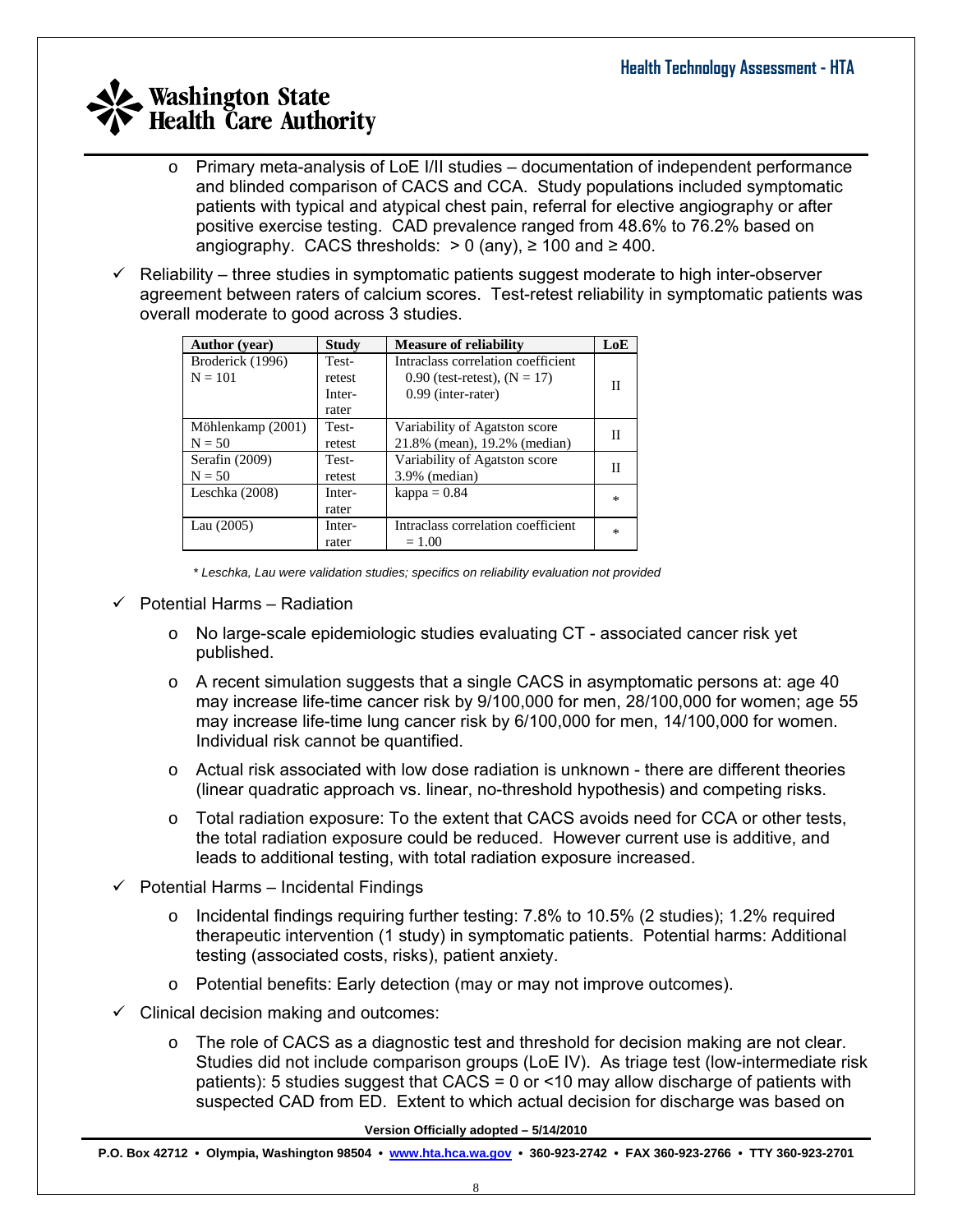- Primary meta-analysis of LoE I/II studies – documentation of independent performance and blinded comparison of CACS and CCA. Study populations included symptomatic patients with typical and atypical chest pain, referral for elective angiography or after positive exercise testing. CAD prevalence ranged from 48.6% to 76.2% based on angiography. CACS thresholds: > 0 (any), ≥ 100 and ≥ 400.

- ✓ Reliability – three studies in symptomatic patients suggest moderate to high inter-observer agreement between raters of calcium scores. Test-retest reliability in symptomatic patients was overall moderate to good across 3 studies.

| Author (year) | Study | Measure of reliability | LoE |
|---|---|---|---|
| Broderick (1996) N = 101 | Test-retest Inter-rater | Intraclass correlation coefficient 0.90 (test-retest), (N = 17) 0.99 (inter-rater) | II |
| Möhlenkamp (2001) N = 50 | Test-retest | Variability of Agatston score 21.8% (mean), 19.2% (median) | II |
| Serafin (2009) N = 50 | Test-retest | Variability of Agatston score 3.9% (median) | II |
| Leschka (2008) | Inter-rater | kappa = 0.84 | * |
| Lau (2005) | Inter-rater | Intraclass correlation coefficient = 1.00 | * |

*\* Leschka, Lau were validation studies; specifics on reliability evaluation not provided*

- ✓ Potential Harms – Radiation
  - No large-scale epidemiologic studies evaluating CT - associated cancer risk yet published.
  - A recent simulation suggests that a single CACS in asymptomatic persons at: age 40 may increase life-time cancer risk by 9/100,000 for men, 28/100,000 for women; age 55 may increase life-time lung cancer risk by 6/100,000 for men, 14/100,000 for women. Individual risk cannot be quantified.
  - Actual risk associated with low dose radiation is unknown - there are different theories (linear quadratic approach vs. linear, no-threshold hypothesis) and competing risks.
  - Total radiation exposure: To the extent that CACS avoids need for CCA or other tests, the total radiation exposure could be reduced. However current use is additive, and leads to additional testing, with total radiation exposure increased.
- ✓ Potential Harms – Incidental Findings
  - Incidental findings requiring further testing: 7.8% to 10.5% (2 studies); 1.2% required therapeutic intervention (1 study) in symptomatic patients. Potential harms: Additional testing (associated costs, risks), patient anxiety.
  - Potential benefits: Early detection (may or may not improve outcomes).
- ✓ Clinical decision making and outcomes:
  - The role of CACS as a diagnostic test and threshold for decision making are not clear. Studies did not include comparison groups (LoE IV). As triage test (low-intermediate risk patients): 5 studies suggest that CACS = 0 or <10 may allow discharge of patients with suspected CAD from ED. Extent to which actual decision for discharge was based on

**Version Officially adopted – 5/14/2010**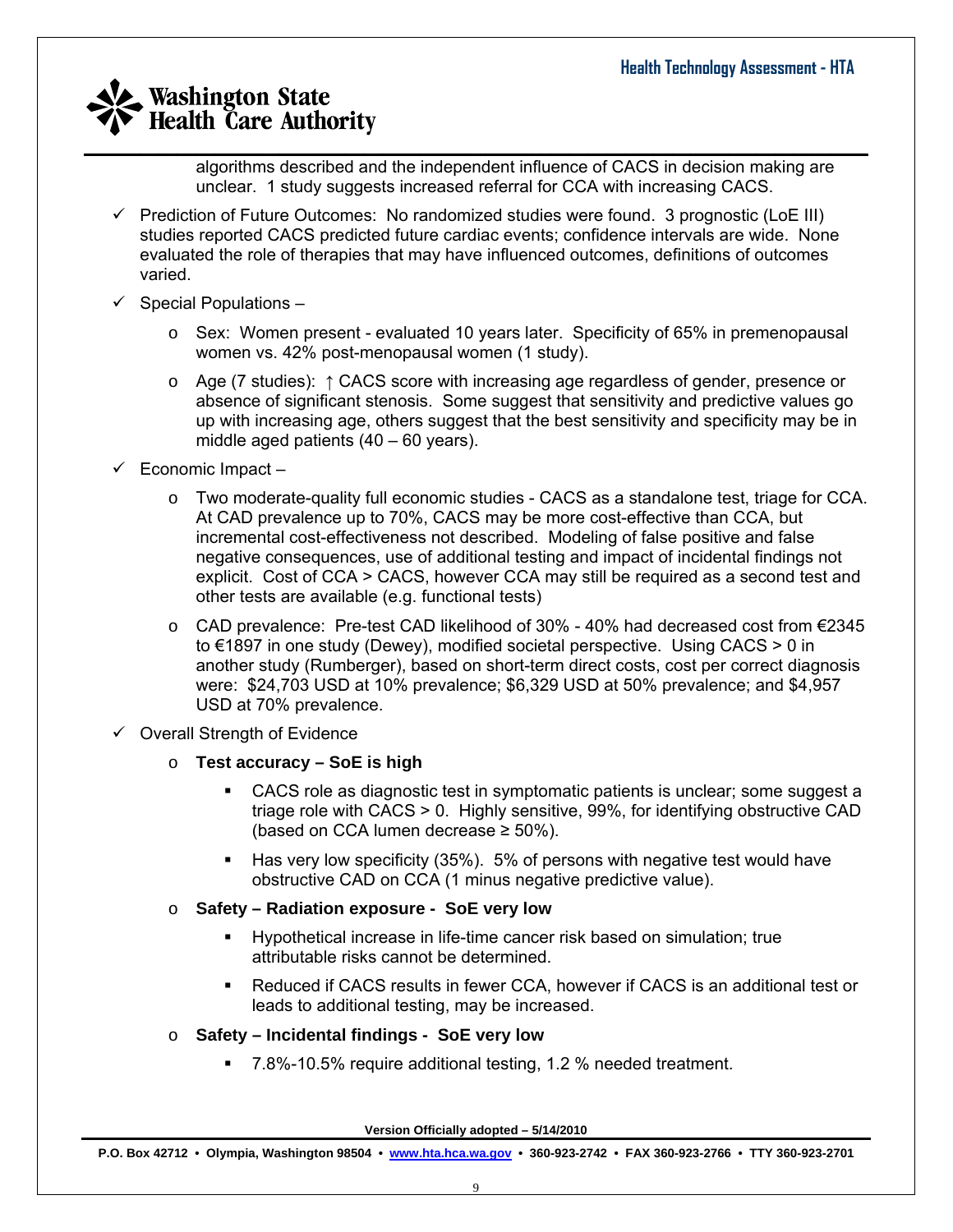algorithms described and the independent influence of CACS in decision making are unclear. 1 study suggests increased referral for CCA with increasing CACS.

- ✓ Prediction of Future Outcomes: No randomized studies were found. 3 prognostic (LoE III) studies reported CACS predicted future cardiac events; confidence intervals are wide. None evaluated the role of therapies that may have influenced outcomes, definitions of outcomes varied.
- ✓ Special Populations –
  - Sex: Women present - evaluated 10 years later. Specificity of 65% in premenopausal women vs. 42% post-menopausal women (1 study).
  - Age (7 studies): ↑ CACS score with increasing age regardless of gender, presence or absence of significant stenosis. Some suggest that sensitivity and predictive values go up with increasing age, others suggest that the best sensitivity and specificity may be in middle aged patients (40 – 60 years).
- ✓ Economic Impact –
  - Two moderate-quality full economic studies - CACS as a standalone test, triage for CCA. At CAD prevalence up to 70%, CACS may be more cost-effective than CCA, but incremental cost-effectiveness not described. Modeling of false positive and false negative consequences, use of additional testing and impact of incidental findings not explicit. Cost of CCA > CACS, however CCA may still be required as a second test and other tests are available (e.g. functional tests)
  - CAD prevalence: Pre-test CAD likelihood of 30% - 40% had decreased cost from €2345 to €1897 in one study (Dewey), modified societal perspective. Using CACS > 0 in another study (Rumberger), based on short-term direct costs, cost per correct diagnosis were: $24,703 USD at 10% prevalence; $6,329 USD at 50% prevalence; and $4,957 USD at 70% prevalence.
- ✓ Overall Strength of Evidence
  - **Test accuracy – SoE is high**
    - CACS role as diagnostic test in symptomatic patients is unclear; some suggest a triage role with CACS > 0. Highly sensitive, 99%, for identifying obstructive CAD (based on CCA lumen decrease ≥ 50%).
    - Has very low specificity (35%). 5% of persons with negative test would have obstructive CAD on CCA (1 minus negative predictive value).
  - **Safety – Radiation exposure - SoE very low**
    - Hypothetical increase in life-time cancer risk based on simulation; true attributable risks cannot be determined.
    - Reduced if CACS results in fewer CCA, however if CACS is an additional test or leads to additional testing, may be increased.
  - **Safety – Incidental findings - SoE very low**
    - 7.8%-10.5% require additional testing, 1.2 % needed treatment.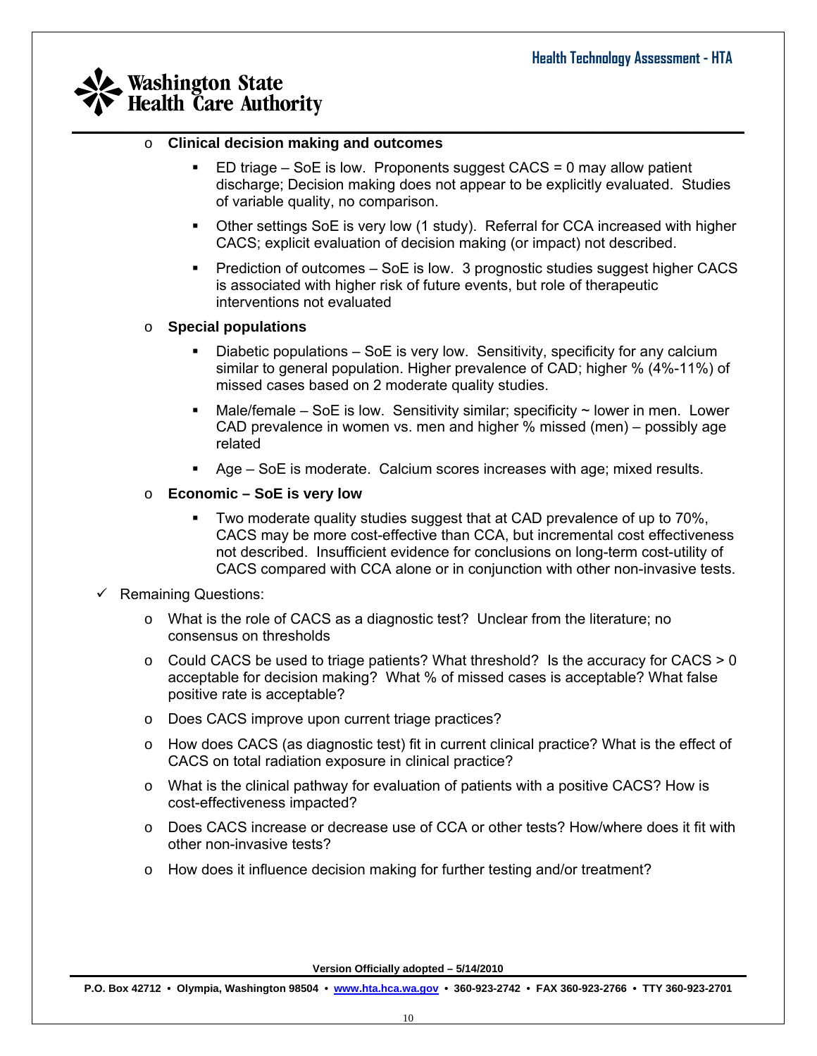- **Clinical decision making and outcomes**
  - ED triage – SoE is low. Proponents suggest CACS = 0 may allow patient discharge; Decision making does not appear to be explicitly evaluated. Studies of variable quality, no comparison.
  - Other settings SoE is very low (1 study). Referral for CCA increased with higher CACS; explicit evaluation of decision making (or impact) not described.
  - Prediction of outcomes – SoE is low. 3 prognostic studies suggest higher CACS is associated with higher risk of future events, but role of therapeutic interventions not evaluated
- **Special populations**
  - Diabetic populations – SoE is very low. Sensitivity, specificity for any calcium similar to general population. Higher prevalence of CAD; higher % (4%-11%) of missed cases based on 2 moderate quality studies.
  - Male/female – SoE is low. Sensitivity similar; specificity ~ lower in men. Lower CAD prevalence in women vs. men and higher % missed (men) – possibly age related
  - Age – SoE is moderate. Calcium scores increases with age; mixed results.
- **Economic – SoE is very low**
  - Two moderate quality studies suggest that at CAD prevalence of up to 70%, CACS may be more cost-effective than CCA, but incremental cost effectiveness not described. Insufficient evidence for conclusions on long-term cost-utility of CACS compared with CCA alone or in conjunction with other non-invasive tests.

✓ Remaining Questions:

- What is the role of CACS as a diagnostic test? Unclear from the literature; no consensus on thresholds
- Could CACS be used to triage patients? What threshold? Is the accuracy for CACS > 0 acceptable for decision making? What % of missed cases is acceptable? What false positive rate is acceptable?
- Does CACS improve upon current triage practices?
- How does CACS (as diagnostic test) fit in current clinical practice? What is the effect of CACS on total radiation exposure in clinical practice?
- What is the clinical pathway for evaluation of patients with a positive CACS? How is cost-effectiveness impacted?
- Does CACS increase or decrease use of CCA or other tests? How/where does it fit with other non-invasive tests?
- How does it influence decision making for further testing and/or treatment?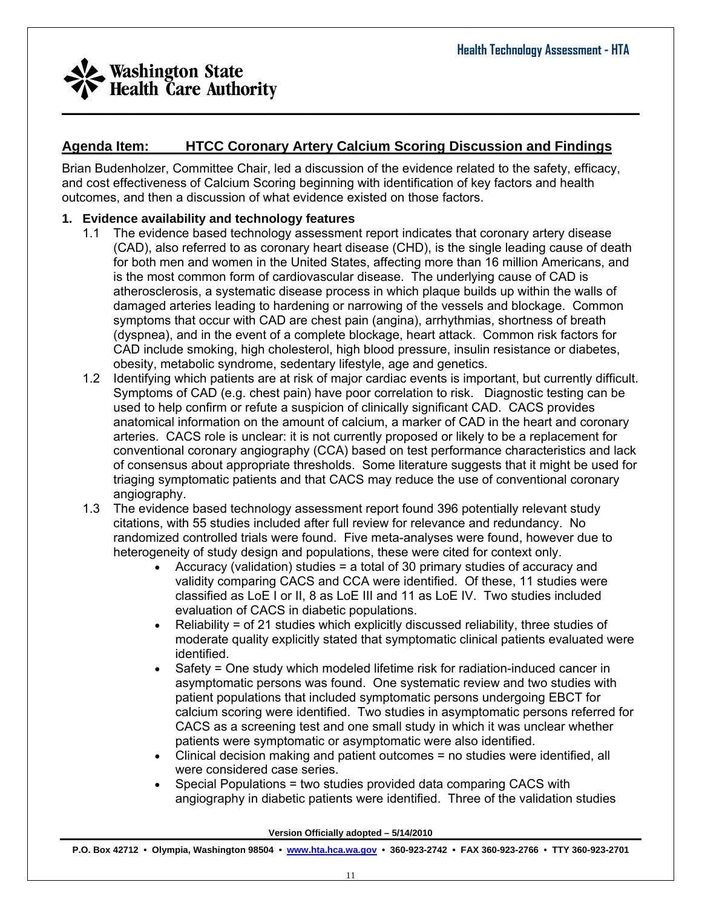## Agenda Item: HTCC Coronary Artery Calcium Scoring Discussion and Findings

Brian Budenholzer, Committee Chair, led a discussion of the evidence related to the safety, efficacy, and cost effectiveness of Calcium Scoring beginning with identification of key factors and health outcomes, and then a discussion of what evidence existed on those factors.

**1. Evidence availability and technology features**

1.1 The evidence based technology assessment report indicates that coronary artery disease (CAD), also referred to as coronary heart disease (CHD), is the single leading cause of death for both men and women in the United States, affecting more than 16 million Americans, and is the most common form of cardiovascular disease. The underlying cause of CAD is atherosclerosis, a systematic disease process in which plaque builds up within the walls of damaged arteries leading to hardening or narrowing of the vessels and blockage. Common symptoms that occur with CAD are chest pain (angina), arrhythmias, shortness of breath (dyspnea), and in the event of a complete blockage, heart attack. Common risk factors for CAD include smoking, high cholesterol, high blood pressure, insulin resistance or diabetes, obesity, metabolic syndrome, sedentary lifestyle, age and genetics.

1.2 Identifying which patients are at risk of major cardiac events is important, but currently difficult. Symptoms of CAD (e.g. chest pain) have poor correlation to risk. Diagnostic testing can be used to help confirm or refute a suspicion of clinically significant CAD. CACS provides anatomical information on the amount of calcium, a marker of CAD in the heart and coronary arteries. CACS role is unclear: it is not currently proposed or likely to be a replacement for conventional coronary angiography (CCA) based on test performance characteristics and lack of consensus about appropriate thresholds. Some literature suggests that it might be used for triaging symptomatic patients and that CACS may reduce the use of conventional coronary angiography.

1.3 The evidence based technology assessment report found 396 potentially relevant study citations, with 55 studies included after full review for relevance and redundancy. No randomized controlled trials were found. Five meta-analyses were found, however due to heterogeneity of study design and populations, these were cited for context only.

- Accuracy (validation) studies = a total of 30 primary studies of accuracy and validity comparing CACS and CCA were identified. Of these, 11 studies were classified as LoE I or II, 8 as LoE III and 11 as LoE IV. Two studies included evaluation of CACS in diabetic populations.
- Reliability = of 21 studies which explicitly discussed reliability, three studies of moderate quality explicitly stated that symptomatic clinical patients evaluated were identified.
- Safety = One study which modeled lifetime risk for radiation-induced cancer in asymptomatic persons was found. One systematic review and two studies with patient populations that included symptomatic persons undergoing EBCT for calcium scoring were identified. Two studies in asymptomatic persons referred for CACS as a screening test and one small study in which it was unclear whether patients were symptomatic or asymptomatic were also identified.
- Clinical decision making and patient outcomes = no studies were identified, all were considered case series.
- Special Populations = two studies provided data comparing CACS with angiography in diabetic patients were identified. Three of the validation studies

Version Officially adopted – 5/14/2010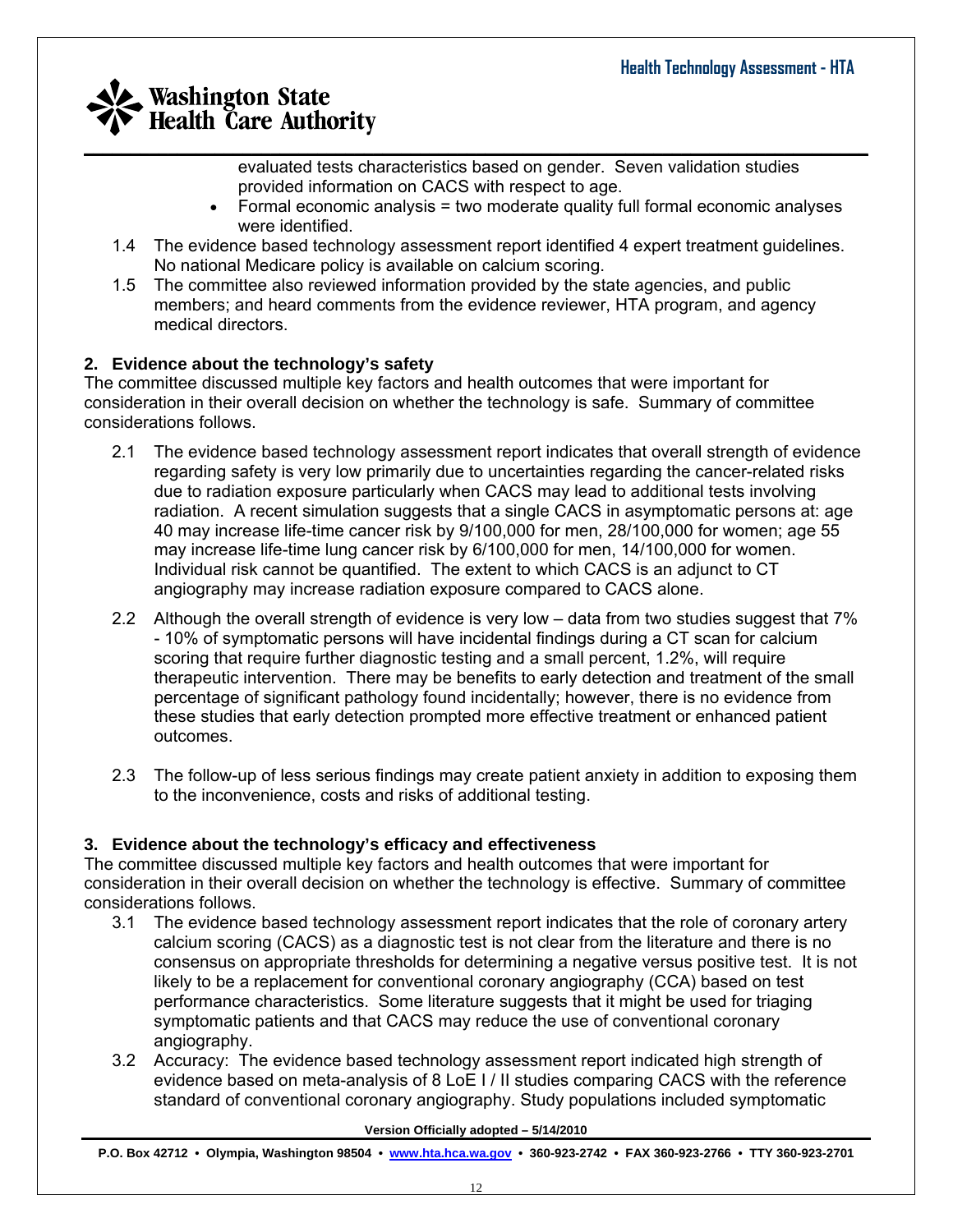evaluated tests characteristics based on gender. Seven validation studies provided information on CACS with respect to age.

- Formal economic analysis = two moderate quality full formal economic analyses were identified.

1.4 The evidence based technology assessment report identified 4 expert treatment guidelines. No national Medicare policy is available on calcium scoring.

1.5 The committee also reviewed information provided by the state agencies, and public members; and heard comments from the evidence reviewer, HTA program, and agency medical directors.

**2. Evidence about the technology's safety**

The committee discussed multiple key factors and health outcomes that were important for consideration in their overall decision on whether the technology is safe. Summary of committee considerations follows.

2.1 The evidence based technology assessment report indicates that overall strength of evidence regarding safety is very low primarily due to uncertainties regarding the cancer-related risks due to radiation exposure particularly when CACS may lead to additional tests involving radiation. A recent simulation suggests that a single CACS in asymptomatic persons at: age 40 may increase life-time cancer risk by 9/100,000 for men, 28/100,000 for women; age 55 may increase life-time lung cancer risk by 6/100,000 for men, 14/100,000 for women. Individual risk cannot be quantified. The extent to which CACS is an adjunct to CT angiography may increase radiation exposure compared to CACS alone.

2.2 Although the overall strength of evidence is very low – data from two studies suggest that 7% - 10% of symptomatic persons will have incidental findings during a CT scan for calcium scoring that require further diagnostic testing and a small percent, 1.2%, will require therapeutic intervention. There may be benefits to early detection and treatment of the small percentage of significant pathology found incidentally; however, there is no evidence from these studies that early detection prompted more effective treatment or enhanced patient outcomes.

2.3 The follow-up of less serious findings may create patient anxiety in addition to exposing them to the inconvenience, costs and risks of additional testing.

**3. Evidence about the technology's efficacy and effectiveness**

The committee discussed multiple key factors and health outcomes that were important for consideration in their overall decision on whether the technology is effective. Summary of committee considerations follows.

3.1 The evidence based technology assessment report indicates that the role of coronary artery calcium scoring (CACS) as a diagnostic test is not clear from the literature and there is no consensus on appropriate thresholds for determining a negative versus positive test. It is not likely to be a replacement for conventional coronary angiography (CCA) based on test performance characteristics. Some literature suggests that it might be used for triaging symptomatic patients and that CACS may reduce the use of conventional coronary angiography.

3.2 Accuracy: The evidence based technology assessment report indicated high strength of evidence based on meta-analysis of 8 LoE I / II studies comparing CACS with the reference standard of conventional coronary angiography. Study populations included symptomatic

Version Officially adopted – 5/14/2010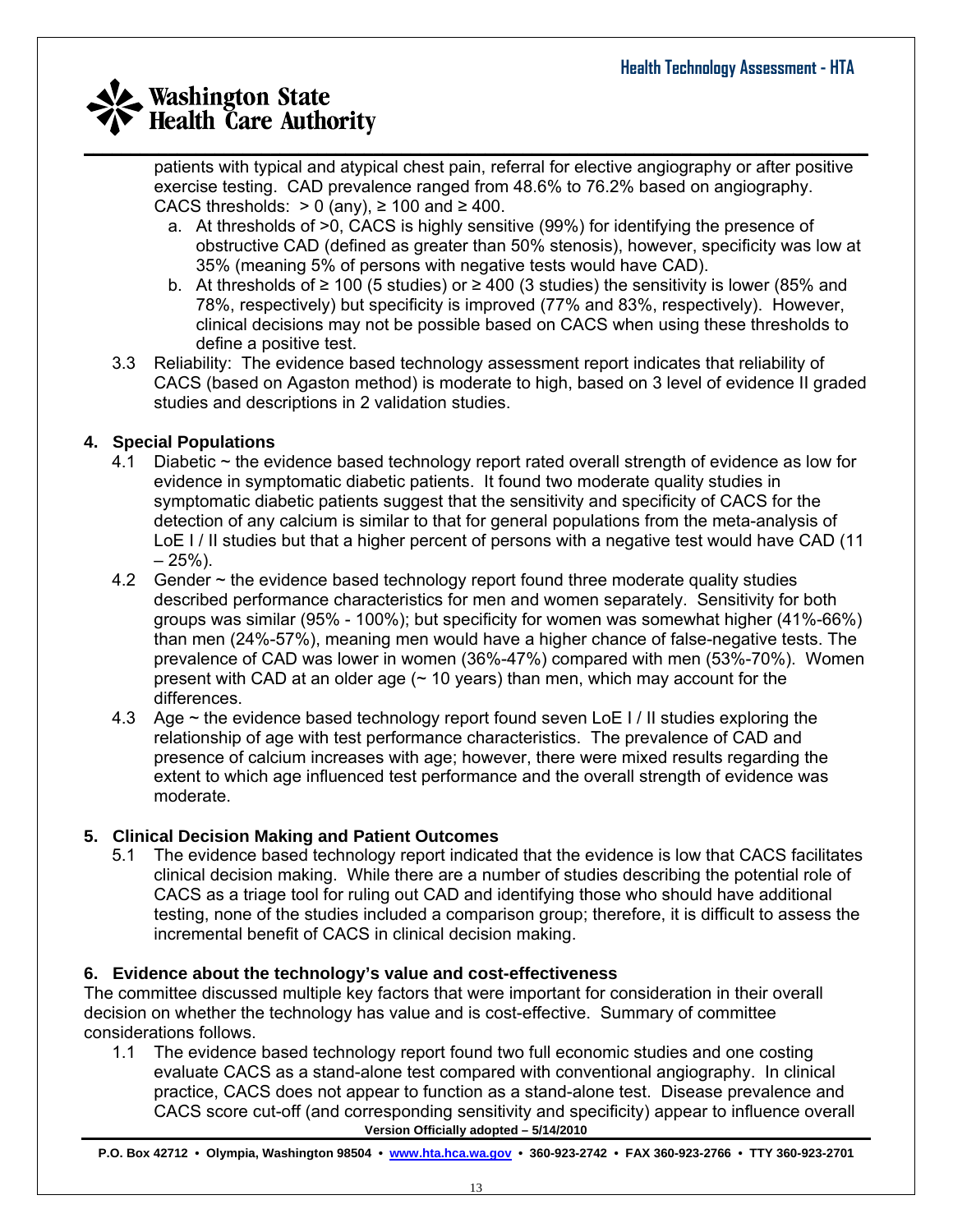patients with typical and atypical chest pain, referral for elective angiography or after positive exercise testing. CAD prevalence ranged from 48.6% to 76.2% based on angiography. CACS thresholds: > 0 (any), ≥ 100 and ≥ 400.

   a. At thresholds of >0, CACS is highly sensitive (99%) for identifying the presence of obstructive CAD (defined as greater than 50% stenosis), however, specificity was low at 35% (meaning 5% of persons with negative tests would have CAD).
   b. At thresholds of ≥ 100 (5 studies) or ≥ 400 (3 studies) the sensitivity is lower (85% and 78%, respectively) but specificity is improved (77% and 83%, respectively). However, clinical decisions may not be possible based on CACS when using these thresholds to define a positive test.

3.3 Reliability: The evidence based technology assessment report indicates that reliability of CACS (based on Agaston method) is moderate to high, based on 3 level of evidence II graded studies and descriptions in 2 validation studies.

### 4. Special Populations

4.1 Diabetic ~ the evidence based technology report rated overall strength of evidence as low for evidence in symptomatic diabetic patients. It found two moderate quality studies in symptomatic diabetic patients suggest that the sensitivity and specificity of CACS for the detection of any calcium is similar to that for general populations from the meta-analysis of LoE I / II studies but that a higher percent of persons with a negative test would have CAD (11 – 25%).

4.2 Gender ~ the evidence based technology report found three moderate quality studies described performance characteristics for men and women separately. Sensitivity for both groups was similar (95% - 100%); but specificity for women was somewhat higher (41%-66%) than men (24%-57%), meaning men would have a higher chance of false-negative tests. The prevalence of CAD was lower in women (36%-47%) compared with men (53%-70%). Women present with CAD at an older age (~ 10 years) than men, which may account for the differences.

4.3 Age ~ the evidence based technology report found seven LoE I / II studies exploring the relationship of age with test performance characteristics. The prevalence of CAD and presence of calcium increases with age; however, there were mixed results regarding the extent to which age influenced test performance and the overall strength of evidence was moderate.

### 5. Clinical Decision Making and Patient Outcomes

5.1 The evidence based technology report indicated that the evidence is low that CACS facilitates clinical decision making. While there are a number of studies describing the potential role of CACS as a triage tool for ruling out CAD and identifying those who should have additional testing, none of the studies included a comparison group; therefore, it is difficult to assess the incremental benefit of CACS in clinical decision making.

### 6. Evidence about the technology's value and cost-effectiveness

The committee discussed multiple key factors that were important for consideration in their overall decision on whether the technology has value and is cost-effective. Summary of committee considerations follows.

1.1 The evidence based technology report found two full economic studies and one costing evaluate CACS as a stand-alone test compared with conventional angiography. In clinical practice, CACS does not appear to function as a stand-alone test. Disease prevalence and CACS score cut-off (and corresponding sensitivity and specificity) appear to influence overall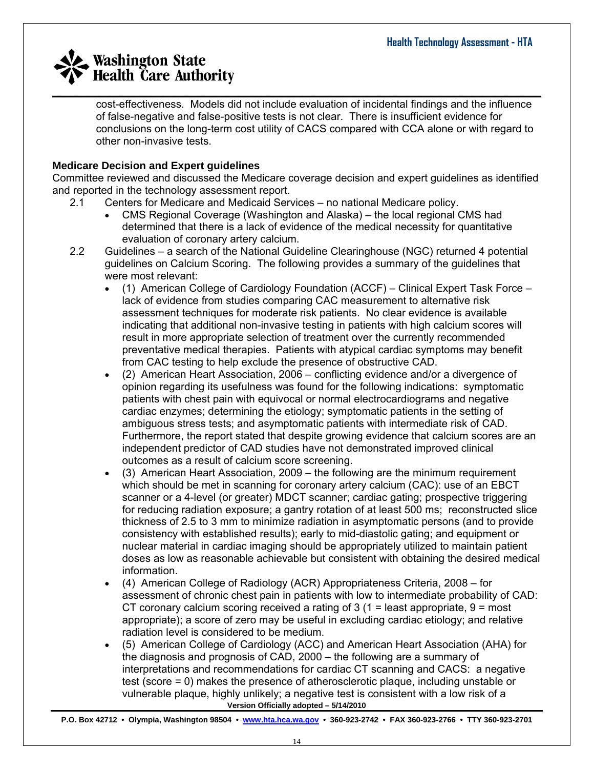cost-effectiveness. Models did not include evaluation of incidental findings and the influence of false-negative and false-positive tests is not clear. There is insufficient evidence for conclusions on the long-term cost utility of CACS compared with CCA alone or with regard to other non-invasive tests.

**Medicare Decision and Expert guidelines**

Committee reviewed and discussed the Medicare coverage decision and expert guidelines as identified and reported in the technology assessment report.

2.1 Centers for Medicare and Medicaid Services – no national Medicare policy.

- CMS Regional Coverage (Washington and Alaska) – the local regional CMS had determined that there is a lack of evidence of the medical necessity for quantitative evaluation of coronary artery calcium.

2.2 Guidelines – a search of the National Guideline Clearinghouse (NGC) returned 4 potential guidelines on Calcium Scoring. The following provides a summary of the guidelines that were most relevant:

- (1) American College of Cardiology Foundation (ACCF) – Clinical Expert Task Force – lack of evidence from studies comparing CAC measurement to alternative risk assessment techniques for moderate risk patients. No clear evidence is available indicating that additional non-invasive testing in patients with high calcium scores will result in more appropriate selection of treatment over the currently recommended preventative medical therapies. Patients with atypical cardiac symptoms may benefit from CAC testing to help exclude the presence of obstructive CAD.
- (2) American Heart Association, 2006 – conflicting evidence and/or a divergence of opinion regarding its usefulness was found for the following indications: symptomatic patients with chest pain with equivocal or normal electrocardiograms and negative cardiac enzymes; determining the etiology; symptomatic patients in the setting of ambiguous stress tests; and asymptomatic patients with intermediate risk of CAD. Furthermore, the report stated that despite growing evidence that calcium scores are an independent predictor of CAD studies have not demonstrated improved clinical outcomes as a result of calcium score screening.
- (3) American Heart Association, 2009 – the following are the minimum requirement which should be met in scanning for coronary artery calcium (CAC): use of an EBCT scanner or a 4-level (or greater) MDCT scanner; cardiac gating; prospective triggering for reducing radiation exposure; a gantry rotation of at least 500 ms; reconstructed slice thickness of 2.5 to 3 mm to minimize radiation in asymptomatic persons (and to provide consistency with established results); early to mid-diastolic gating; and equipment or nuclear material in cardiac imaging should be appropriately utilized to maintain patient doses as low as reasonable achievable but consistent with obtaining the desired medical information.
- (4) American College of Radiology (ACR) Appropriateness Criteria, 2008 – for assessment of chronic chest pain in patients with low to intermediate probability of CAD: CT coronary calcium scoring received a rating of 3 (1 = least appropriate, 9 = most appropriate); a score of zero may be useful in excluding cardiac etiology; and relative radiation level is considered to be medium.
- (5) American College of Cardiology (ACC) and American Heart Association (AHA) for the diagnosis and prognosis of CAD, 2000 – the following are a summary of interpretations and recommendations for cardiac CT scanning and CACS: a negative test (score = 0) makes the presence of atherosclerotic plaque, including unstable or vulnerable plaque, highly unlikely; a negative test is consistent with a low risk of a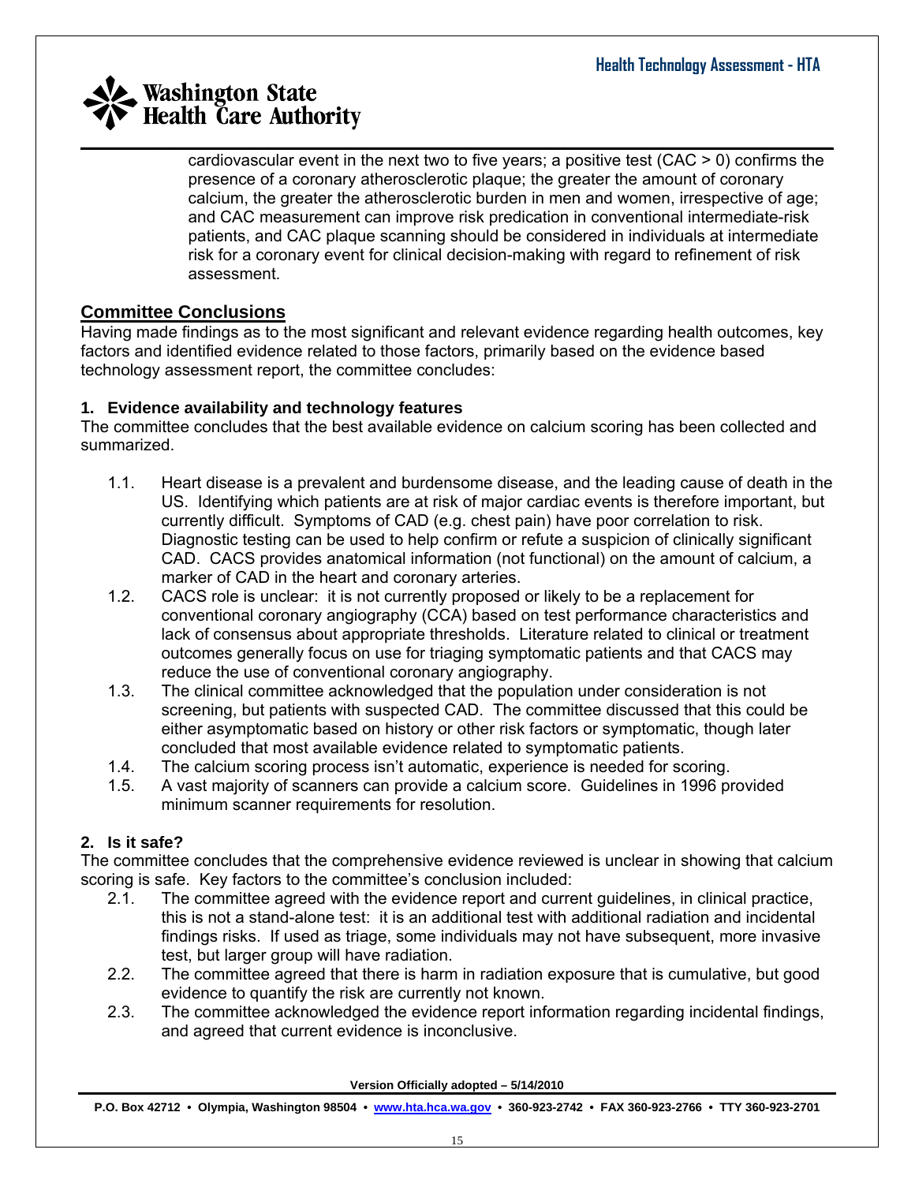cardiovascular event in the next two to five years; a positive test (CAC > 0) confirms the presence of a coronary atherosclerotic plaque; the greater the amount of coronary calcium, the greater the atherosclerotic burden in men and women, irrespective of age; and CAC measurement can improve risk predication in conventional intermediate-risk patients, and CAC plaque scanning should be considered in individuals at intermediate risk for a coronary event for clinical decision-making with regard to refinement of risk assessment.

## Committee Conclusions

Having made findings as to the most significant and relevant evidence regarding health outcomes, key factors and identified evidence related to those factors, primarily based on the evidence based technology assessment report, the committee concludes:

### 1. Evidence availability and technology features

The committee concludes that the best available evidence on calcium scoring has been collected and summarized.

1.1. Heart disease is a prevalent and burdensome disease, and the leading cause of death in the US. Identifying which patients are at risk of major cardiac events is therefore important, but currently difficult. Symptoms of CAD (e.g. chest pain) have poor correlation to risk. Diagnostic testing can be used to help confirm or refute a suspicion of clinically significant CAD. CACS provides anatomical information (not functional) on the amount of calcium, a marker of CAD in the heart and coronary arteries.

1.2. CACS role is unclear: it is not currently proposed or likely to be a replacement for conventional coronary angiography (CCA) based on test performance characteristics and lack of consensus about appropriate thresholds. Literature related to clinical or treatment outcomes generally focus on use for triaging symptomatic patients and that CACS may reduce the use of conventional coronary angiography.

1.3. The clinical committee acknowledged that the population under consideration is not screening, but patients with suspected CAD. The committee discussed that this could be either asymptomatic based on history or other risk factors or symptomatic, though later concluded that most available evidence related to symptomatic patients.

1.4. The calcium scoring process isn't automatic, experience is needed for scoring.

1.5. A vast majority of scanners can provide a calcium score. Guidelines in 1996 provided minimum scanner requirements for resolution.

### 2. Is it safe?

The committee concludes that the comprehensive evidence reviewed is unclear in showing that calcium scoring is safe. Key factors to the committee's conclusion included:

2.1. The committee agreed with the evidence report and current guidelines, in clinical practice, this is not a stand-alone test: it is an additional test with additional radiation and incidental findings risks. If used as triage, some individuals may not have subsequent, more invasive test, but larger group will have radiation.

2.2. The committee agreed that there is harm in radiation exposure that is cumulative, but good evidence to quantify the risk are currently not known.

2.3. The committee acknowledged the evidence report information regarding incidental findings, and agreed that current evidence is inconclusive.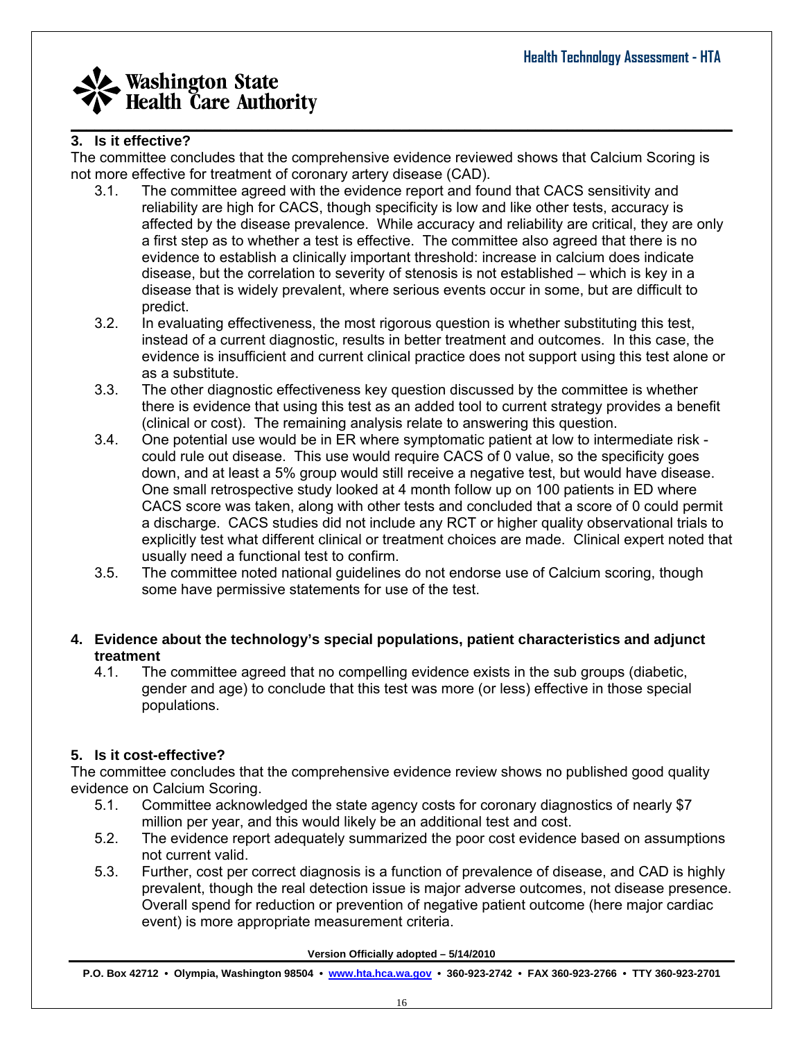### 3. Is it effective?

The committee concludes that the comprehensive evidence reviewed shows that Calcium Scoring is not more effective for treatment of coronary artery disease (CAD).

3.1. The committee agreed with the evidence report and found that CACS sensitivity and reliability are high for CACS, though specificity is low and like other tests, accuracy is affected by the disease prevalence. While accuracy and reliability are critical, they are only a first step as to whether a test is effective. The committee also agreed that there is no evidence to establish a clinically important threshold: increase in calcium does indicate disease, but the correlation to severity of stenosis is not established – which is key in a disease that is widely prevalent, where serious events occur in some, but are difficult to predict.

3.2. In evaluating effectiveness, the most rigorous question is whether substituting this test, instead of a current diagnostic, results in better treatment and outcomes. In this case, the evidence is insufficient and current clinical practice does not support using this test alone or as a substitute.

3.3. The other diagnostic effectiveness key question discussed by the committee is whether there is evidence that using this test as an added tool to current strategy provides a benefit (clinical or cost). The remaining analysis relate to answering this question.

3.4. One potential use would be in ER where symptomatic patient at low to intermediate risk - could rule out disease. This use would require CACS of 0 value, so the specificity goes down, and at least a 5% group would still receive a negative test, but would have disease. One small retrospective study looked at 4 month follow up on 100 patients in ED where CACS score was taken, along with other tests and concluded that a score of 0 could permit a discharge. CACS studies did not include any RCT or higher quality observational trials to explicitly test what different clinical or treatment choices are made. Clinical expert noted that usually need a functional test to confirm.

3.5. The committee noted national guidelines do not endorse use of Calcium scoring, though some have permissive statements for use of the test.

### 4. Evidence about the technology's special populations, patient characteristics and adjunct treatment

4.1. The committee agreed that no compelling evidence exists in the sub groups (diabetic, gender and age) to conclude that this test was more (or less) effective in those special populations.

### 5. Is it cost-effective?

The committee concludes that the comprehensive evidence review shows no published good quality evidence on Calcium Scoring.

5.1. Committee acknowledged the state agency costs for coronary diagnostics of nearly $7 million per year, and this would likely be an additional test and cost.

5.2. The evidence report adequately summarized the poor cost evidence based on assumptions not current valid.

5.3. Further, cost per correct diagnosis is a function of prevalence of disease, and CAD is highly prevalent, though the real detection issue is major adverse outcomes, not disease presence. Overall spend for reduction or prevention of negative patient outcome (here major cardiac event) is more appropriate measurement criteria.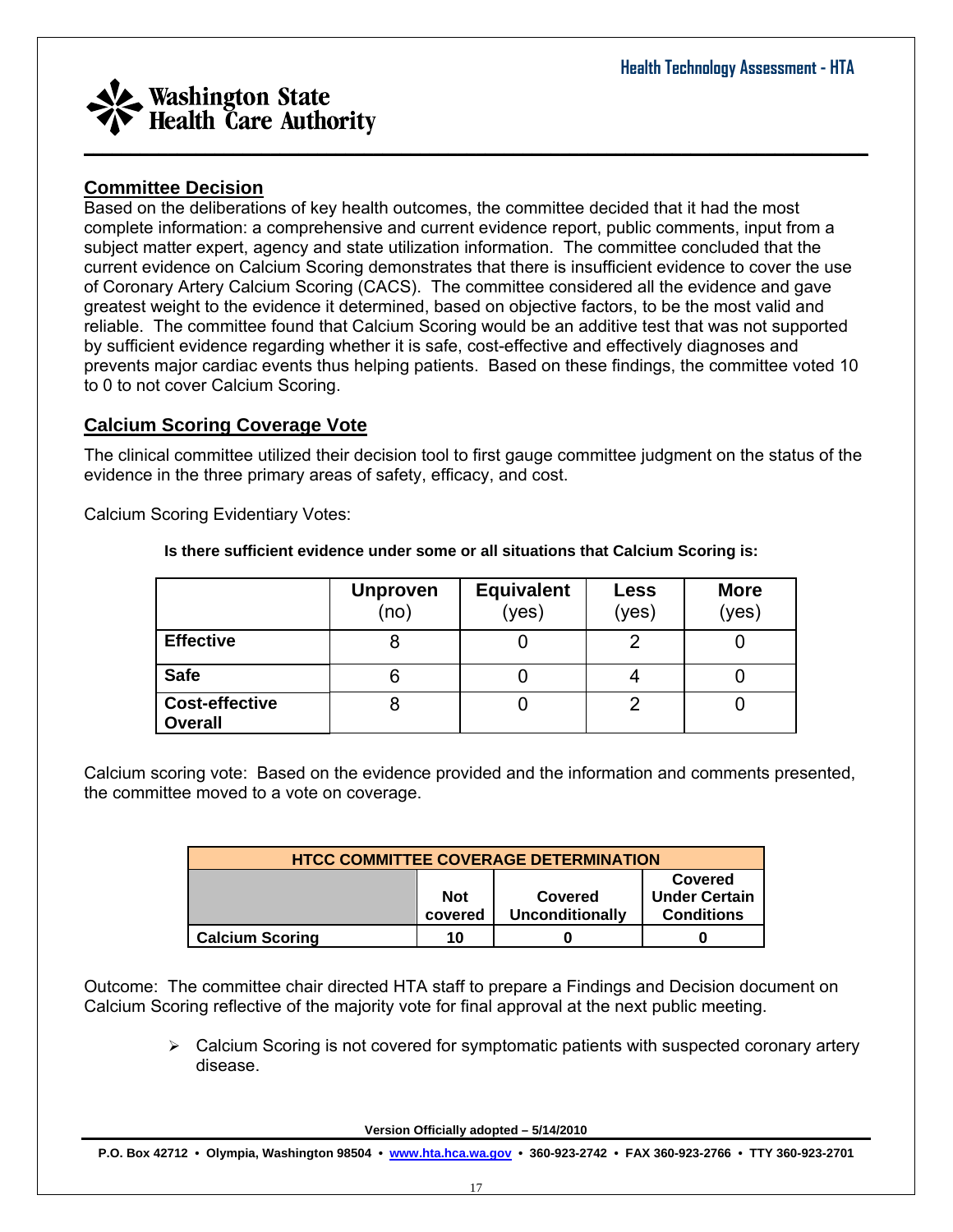## Committee Decision

Based on the deliberations of key health outcomes, the committee decided that it had the most complete information: a comprehensive and current evidence report, public comments, input from a subject matter expert, agency and state utilization information. The committee concluded that the current evidence on Calcium Scoring demonstrates that there is insufficient evidence to cover the use of Coronary Artery Calcium Scoring (CACS). The committee considered all the evidence and gave greatest weight to the evidence it determined, based on objective factors, to be the most valid and reliable. The committee found that Calcium Scoring would be an additive test that was not supported by sufficient evidence regarding whether it is safe, cost-effective and effectively diagnoses and prevents major cardiac events thus helping patients. Based on these findings, the committee voted 10 to 0 to not cover Calcium Scoring.

## Calcium Scoring Coverage Vote

The clinical committee utilized their decision tool to first gauge committee judgment on the status of the evidence in the three primary areas of safety, efficacy, and cost.

Calcium Scoring Evidentiary Votes:

**Is there sufficient evidence under some or all situations that Calcium Scoring is:**

| | **Unproven** (no) | **Equivalent** (yes) | **Less** (yes) | **More** (yes) |
|---|---|---|---|---|
| **Effective** | 8 | 0 | 2 | 0 |
| **Safe** | 6 | 0 | 4 | 0 |
| **Cost-effective Overall** | 8 | 0 | 2 | 0 |

Calcium scoring vote: Based on the evidence provided and the information and comments presented, the committee moved to a vote on coverage.

| **HTCC COMMITTEE COVERAGE DETERMINATION** | | | |
|---|---|---|---|
| | **Not covered** | **Covered Unconditionally** | **Covered Under Certain Conditions** |
| **Calcium Scoring** | **10** | **0** | **0** |

Outcome: The committee chair directed HTA staff to prepare a Findings and Decision document on Calcium Scoring reflective of the majority vote for final approval at the next public meeting.

- Calcium Scoring is not covered for symptomatic patients with suspected coronary artery disease.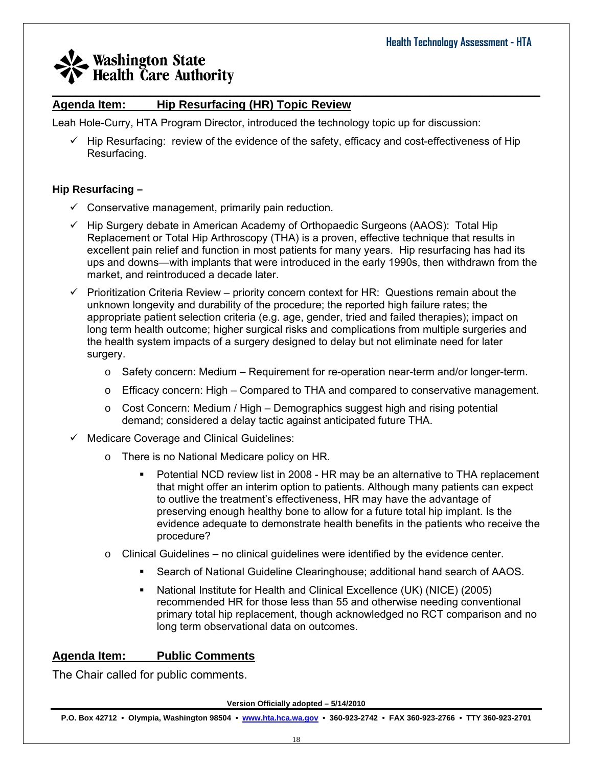## Agenda Item: Hip Resurfacing (HR) Topic Review

Leah Hole-Curry, HTA Program Director, introduced the technology topic up for discussion:

- ✓ Hip Resurfacing: review of the evidence of the safety, efficacy and cost-effectiveness of Hip Resurfacing.

**Hip Resurfacing –**

- ✓ Conservative management, primarily pain reduction.
- ✓ Hip Surgery debate in American Academy of Orthopaedic Surgeons (AAOS): Total Hip Replacement or Total Hip Arthroscopy (THA) is a proven, effective technique that results in excellent pain relief and function in most patients for many years. Hip resurfacing has had its ups and downs—with implants that were introduced in the early 1990s, then withdrawn from the market, and reintroduced a decade later.
- ✓ Prioritization Criteria Review – priority concern context for HR: Questions remain about the unknown longevity and durability of the procedure; the reported high failure rates; the appropriate patient selection criteria (e.g. age, gender, tried and failed therapies); impact on long term health outcome; higher surgical risks and complications from multiple surgeries and the health system impacts of a surgery designed to delay but not eliminate need for later surgery.
  - Safety concern: Medium – Requirement for re-operation near-term and/or longer-term.
  - Efficacy concern: High – Compared to THA and compared to conservative management.
  - Cost Concern: Medium / High – Demographics suggest high and rising potential demand; considered a delay tactic against anticipated future THA.
- ✓ Medicare Coverage and Clinical Guidelines:
  - There is no National Medicare policy on HR.
    - Potential NCD review list in 2008 - HR may be an alternative to THA replacement that might offer an interim option to patients. Although many patients can expect to outlive the treatment's effectiveness, HR may have the advantage of preserving enough healthy bone to allow for a future total hip implant. Is the evidence adequate to demonstrate health benefits in the patients who receive the procedure?
  - Clinical Guidelines – no clinical guidelines were identified by the evidence center.
    - Search of National Guideline Clearinghouse; additional hand search of AAOS.
    - National Institute for Health and Clinical Excellence (UK) (NICE) (2005) recommended HR for those less than 55 and otherwise needing conventional primary total hip replacement, though acknowledged no RCT comparison and no long term observational data on outcomes.

## Agenda Item: Public Comments

The Chair called for public comments.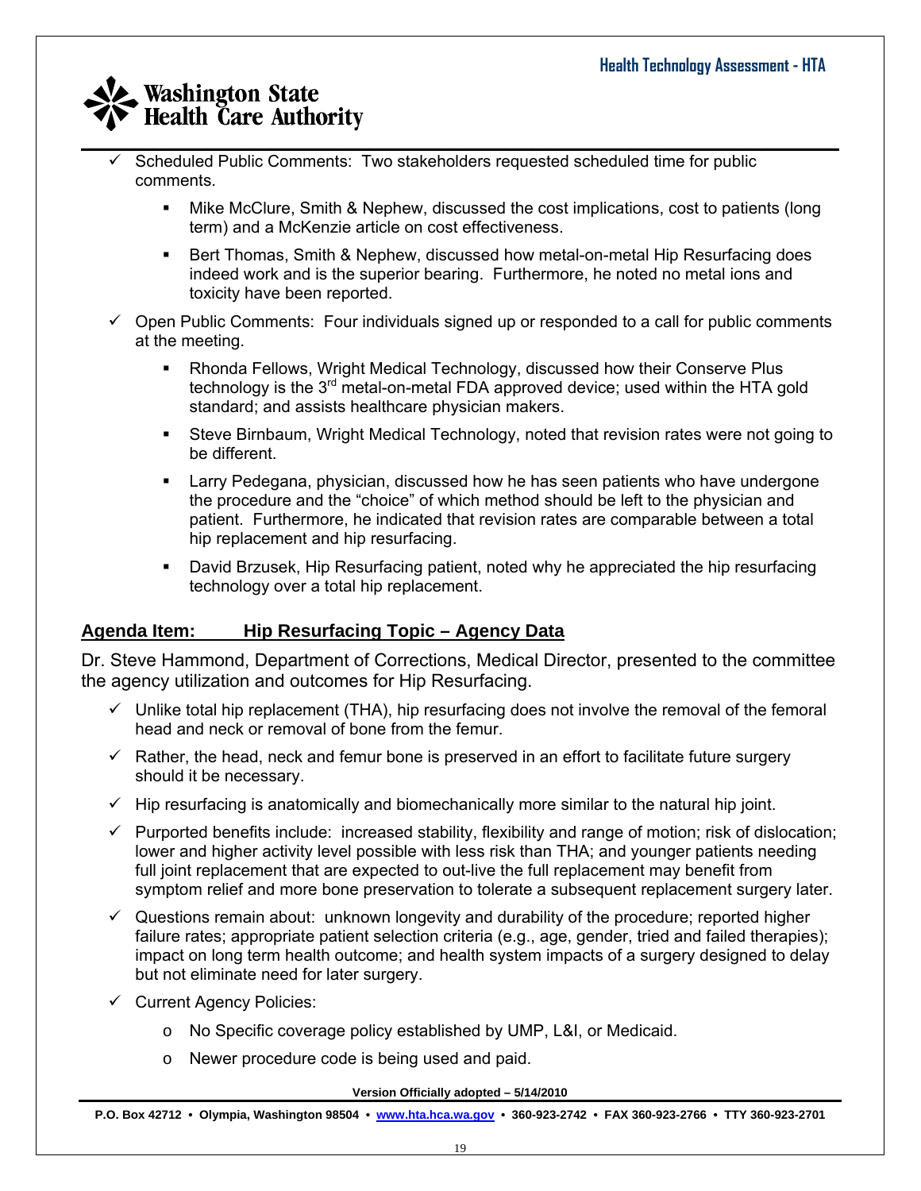- ✓ Scheduled Public Comments: Two stakeholders requested scheduled time for public comments.
  - Mike McClure, Smith & Nephew, discussed the cost implications, cost to patients (long term) and a McKenzie article on cost effectiveness.
  - Bert Thomas, Smith & Nephew, discussed how metal-on-metal Hip Resurfacing does indeed work and is the superior bearing. Furthermore, he noted no metal ions and toxicity have been reported.
- ✓ Open Public Comments: Four individuals signed up or responded to a call for public comments at the meeting.
  - Rhonda Fellows, Wright Medical Technology, discussed how their Conserve Plus technology is the 3rd metal-on-metal FDA approved device; used within the HTA gold standard; and assists healthcare physician makers.
  - Steve Birnbaum, Wright Medical Technology, noted that revision rates were not going to be different.
  - Larry Pedegana, physician, discussed how he has seen patients who have undergone the procedure and the "choice" of which method should be left to the physician and patient. Furthermore, he indicated that revision rates are comparable between a total hip replacement and hip resurfacing.
  - David Brzusek, Hip Resurfacing patient, noted why he appreciated the hip resurfacing technology over a total hip replacement.

## Agenda Item: Hip Resurfacing Topic – Agency Data

Dr. Steve Hammond, Department of Corrections, Medical Director, presented to the committee the agency utilization and outcomes for Hip Resurfacing.

- ✓ Unlike total hip replacement (THA), hip resurfacing does not involve the removal of the femoral head and neck or removal of bone from the femur.
- ✓ Rather, the head, neck and femur bone is preserved in an effort to facilitate future surgery should it be necessary.
- ✓ Hip resurfacing is anatomically and biomechanically more similar to the natural hip joint.
- ✓ Purported benefits include: increased stability, flexibility and range of motion; risk of dislocation; lower and higher activity level possible with less risk than THA; and younger patients needing full joint replacement that are expected to out-live the full replacement may benefit from symptom relief and more bone preservation to tolerate a subsequent replacement surgery later.
- ✓ Questions remain about: unknown longevity and durability of the procedure; reported higher failure rates; appropriate patient selection criteria (e.g., age, gender, tried and failed therapies); impact on long term health outcome; and health system impacts of a surgery designed to delay but not eliminate need for later surgery.
- ✓ Current Agency Policies:
  - o No Specific coverage policy established by UMP, L&I, or Medicaid.
  - o Newer procedure code is being used and paid.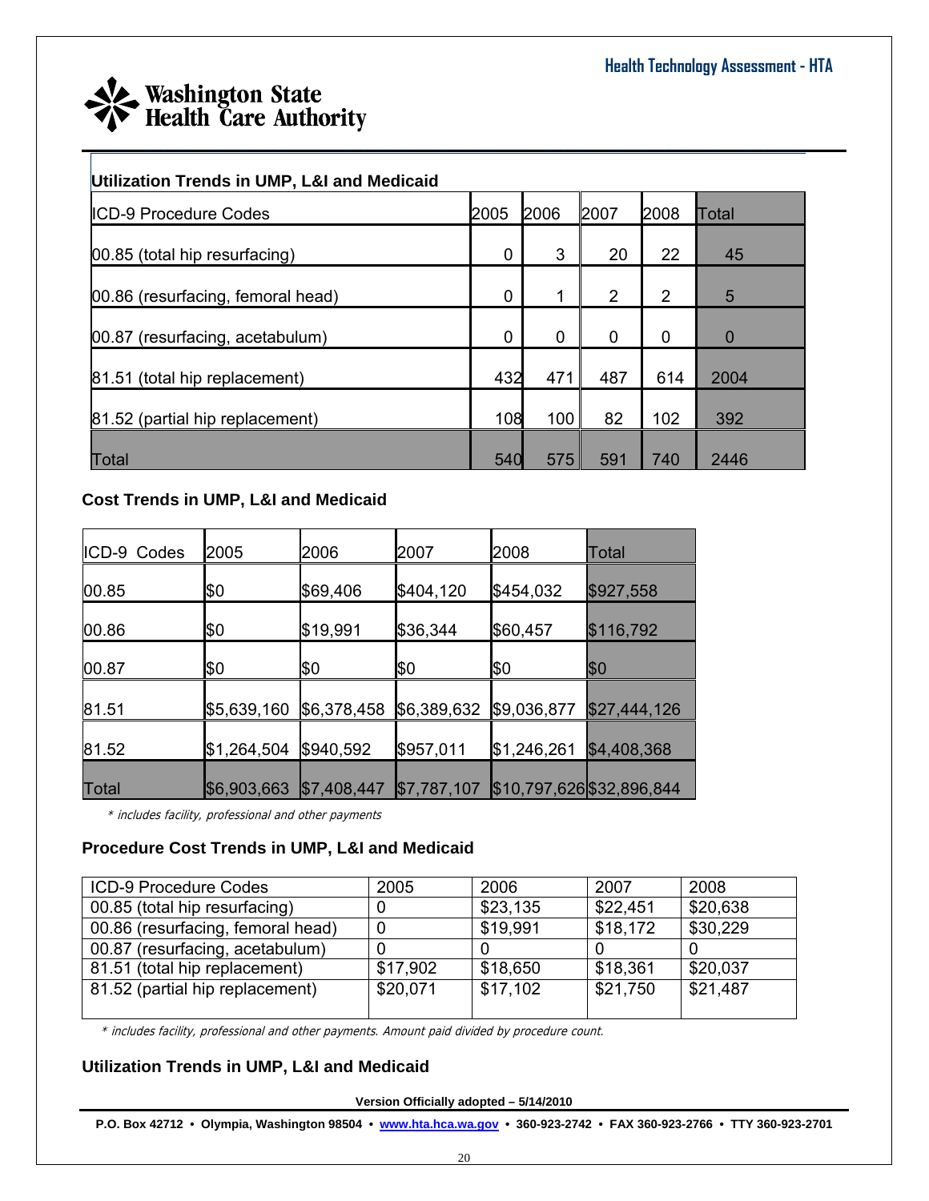### Utilization Trends in UMP, L&I and Medicaid

| ICD-9 Procedure Codes | 2005 | 2006 | 2007 | 2008 | Total |
|---|---|---|---|---|---|
| 00.85 (total hip resurfacing) | 0 | 3 | 20 | 22 | 45 |
| 00.86 (resurfacing, femoral head) | 0 | 1 | 2 | 2 | 5 |
| 00.87 (resurfacing, acetabulum) | 0 | 0 | 0 | 0 | 0 |
| 81.51 (total hip replacement) | 432 | 471 | 487 | 614 | 2004 |
| 81.52 (partial hip replacement) | 108 | 100 | 82 | 102 | 392 |
| Total | 540 | 575 | 591 | 740 | 2446 |

### Cost Trends in UMP, L&I and Medicaid

| ICD-9 Codes | 2005 | 2006 | 2007 | 2008 | Total |
|---|---|---|---|---|---|
| 00.85 | $0 | $69,406 | $404,120 | $454,032 | $927,558 |
| 00.86 | $0 | $19,991 | $36,344 | $60,457 | $116,792 |
| 00.87 | $0 | $0 | $0 | $0 | $0 |
| 81.51 | $5,639,160 | $6,378,458 | $6,389,632 | $9,036,877 | $27,444,126 |
| 81.52 | $1,264,504 | $940,592 | $957,011 | $1,246,261 | $4,408,368 |
| Total | $6,903,663 | $7,408,447 | $7,787,107 | $10,797,626 | $32,896,844 |

* includes facility, professional and other payments

### Procedure Cost Trends in UMP, L&I and Medicaid

| ICD-9 Procedure Codes | 2005 | 2006 | 2007 | 2008 |
|---|---|---|---|---|
| 00.85 (total hip resurfacing) | 0 | $23,135 | $22,451 | $20,638 |
| 00.86 (resurfacing, femoral head) | 0 | $19,991 | $18,172 | $30,229 |
| 00.87 (resurfacing, acetabulum) | 0 | 0 | 0 | 0 |
| 81.51 (total hip replacement) | $17,902 | $18,650 | $18,361 | $20,037 |
| 81.52 (partial hip replacement) | $20,071 | $17,102 | $21,750 | $21,487 |

* includes facility, professional and other payments. Amount paid divided by procedure count.

### Utilization Trends in UMP, L&I and Medicaid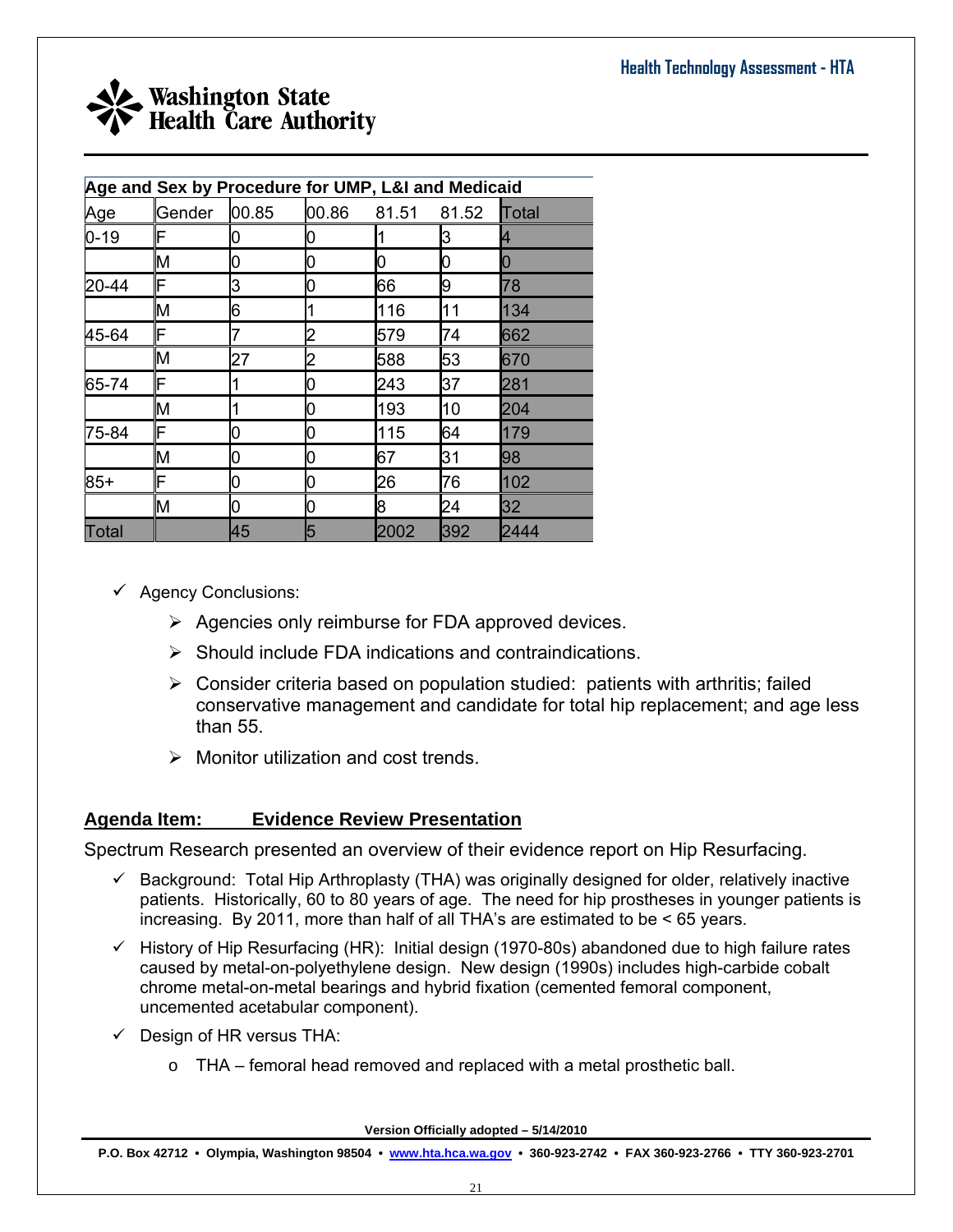| Age and Sex by Procedure for UMP, L&I and Medicaid | | | | | | |
|---|---|---|---|---|---|---|
| Age | Gender | 00.85 | 00.86 | 81.51 | 81.52 | Total |
| 0-19 | F | 0 | 0 | 1 | 3 | 4 |
| | M | 0 | 0 | 0 | 0 | 0 |
| 20-44 | F | 3 | 0 | 66 | 9 | 78 |
| | M | 6 | 1 | 116 | 11 | 134 |
| 45-64 | F | 7 | 2 | 579 | 74 | 662 |
| | M | 27 | 2 | 588 | 53 | 670 |
| 65-74 | F | 1 | 0 | 243 | 37 | 281 |
| | M | 1 | 0 | 193 | 10 | 204 |
| 75-84 | F | 0 | 0 | 115 | 64 | 179 |
| | M | 0 | 0 | 67 | 31 | 98 |
| 85+ | F | 0 | 0 | 26 | 76 | 102 |
| | M | 0 | 0 | 8 | 24 | 32 |
| Total | | 45 | 5 | 2002 | 392 | 2444 |

- ✓ Agency Conclusions:
  - ➢ Agencies only reimburse for FDA approved devices.
  - ➢ Should include FDA indications and contraindications.
  - ➢ Consider criteria based on population studied: patients with arthritis; failed conservative management and candidate for total hip replacement; and age less than 55.
  - ➢ Monitor utilization and cost trends.

## Agenda Item: Evidence Review Presentation

Spectrum Research presented an overview of their evidence report on Hip Resurfacing.

- ✓ Background: Total Hip Arthroplasty (THA) was originally designed for older, relatively inactive patients. Historically, 60 to 80 years of age. The need for hip prostheses in younger patients is increasing. By 2011, more than half of all THA's are estimated to be < 65 years.
- ✓ History of Hip Resurfacing (HR): Initial design (1970-80s) abandoned due to high failure rates caused by metal-on-polyethylene design. New design (1990s) includes high-carbide cobalt chrome metal-on-metal bearings and hybrid fixation (cemented femoral component, uncemented acetabular component).
- ✓ Design of HR versus THA:
  - o THA – femoral head removed and replaced with a metal prosthetic ball.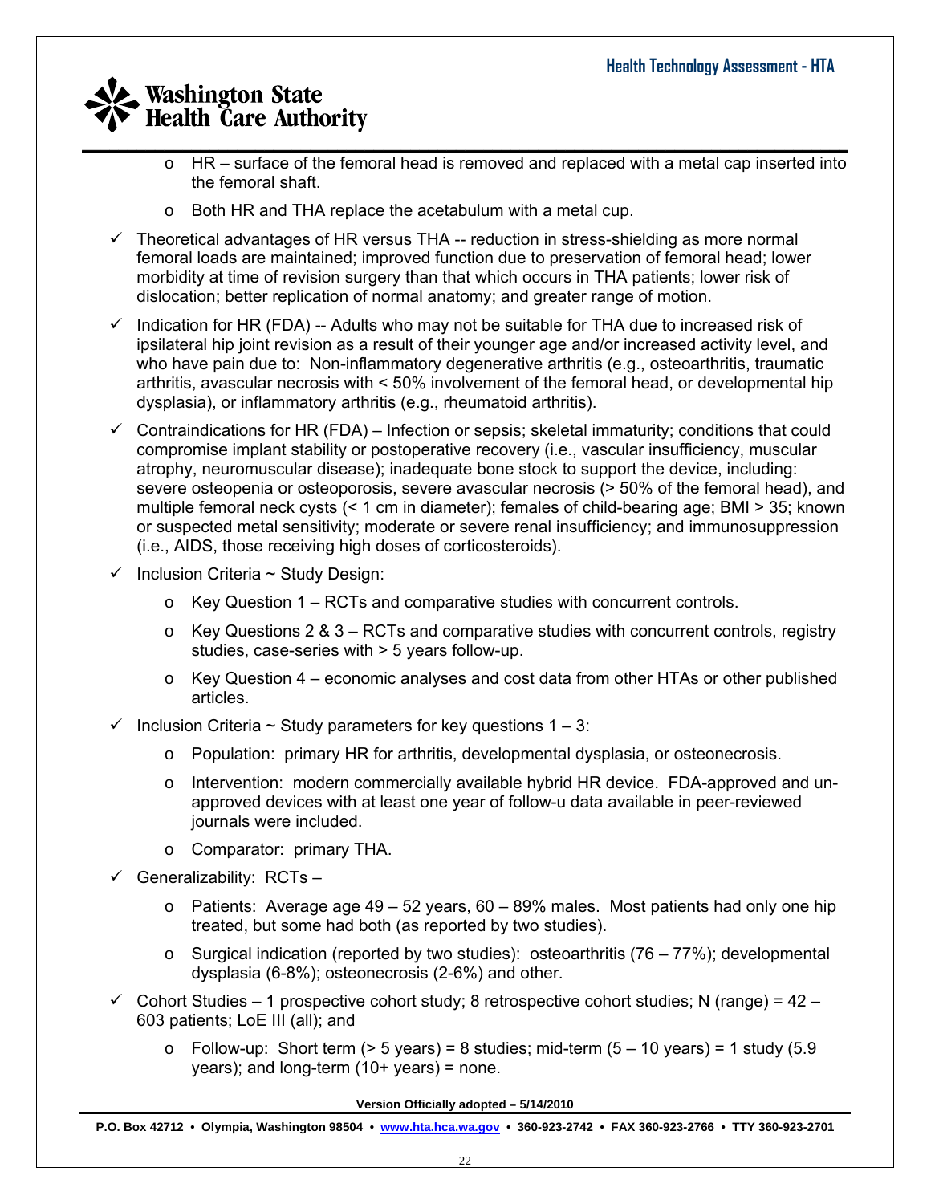- HR – surface of the femoral head is removed and replaced with a metal cap inserted into the femoral shaft.
  - Both HR and THA replace the acetabulum with a metal cup.

- ✓ Theoretical advantages of HR versus THA -- reduction in stress-shielding as more normal femoral loads are maintained; improved function due to preservation of femoral head; lower morbidity at time of revision surgery than that which occurs in THA patients; lower risk of dislocation; better replication of normal anatomy; and greater range of motion.
- ✓ Indication for HR (FDA) -- Adults who may not be suitable for THA due to increased risk of ipsilateral hip joint revision as a result of their younger age and/or increased activity level, and who have pain due to: Non-inflammatory degenerative arthritis (e.g., osteoarthritis, traumatic arthritis, avascular necrosis with < 50% involvement of the femoral head, or developmental hip dysplasia), or inflammatory arthritis (e.g., rheumatoid arthritis).
- ✓ Contraindications for HR (FDA) – Infection or sepsis; skeletal immaturity; conditions that could compromise implant stability or postoperative recovery (i.e., vascular insufficiency, muscular atrophy, neuromuscular disease); inadequate bone stock to support the device, including: severe osteopenia or osteoporosis, severe avascular necrosis (> 50% of the femoral head), and multiple femoral neck cysts (< 1 cm in diameter); females of child-bearing age; BMI > 35; known or suspected metal sensitivity; moderate or severe renal insufficiency; and immunosuppression (i.e., AIDS, those receiving high doses of corticosteroids).
- ✓ Inclusion Criteria ~ Study Design:
  - Key Question 1 – RCTs and comparative studies with concurrent controls.
  - Key Questions 2 & 3 – RCTs and comparative studies with concurrent controls, registry studies, case-series with > 5 years follow-up.
  - Key Question 4 – economic analyses and cost data from other HTAs or other published articles.
- ✓ Inclusion Criteria ~ Study parameters for key questions 1 – 3:
  - Population: primary HR for arthritis, developmental dysplasia, or osteonecrosis.
  - Intervention: modern commercially available hybrid HR device. FDA-approved and un-approved devices with at least one year of follow-u data available in peer-reviewed journals were included.
  - Comparator: primary THA.
- ✓ Generalizability: RCTs –
  - Patients: Average age 49 – 52 years, 60 – 89% males. Most patients had only one hip treated, but some had both (as reported by two studies).
  - Surgical indication (reported by two studies): osteoarthritis (76 – 77%); developmental dysplasia (6-8%); osteonecrosis (2-6%) and other.
- ✓ Cohort Studies – 1 prospective cohort study; 8 retrospective cohort studies; N (range) = 42 – 603 patients; LoE III (all); and
  - Follow-up: Short term (> 5 years) = 8 studies; mid-term (5 – 10 years) = 1 study (5.9 years); and long-term (10+ years) = none.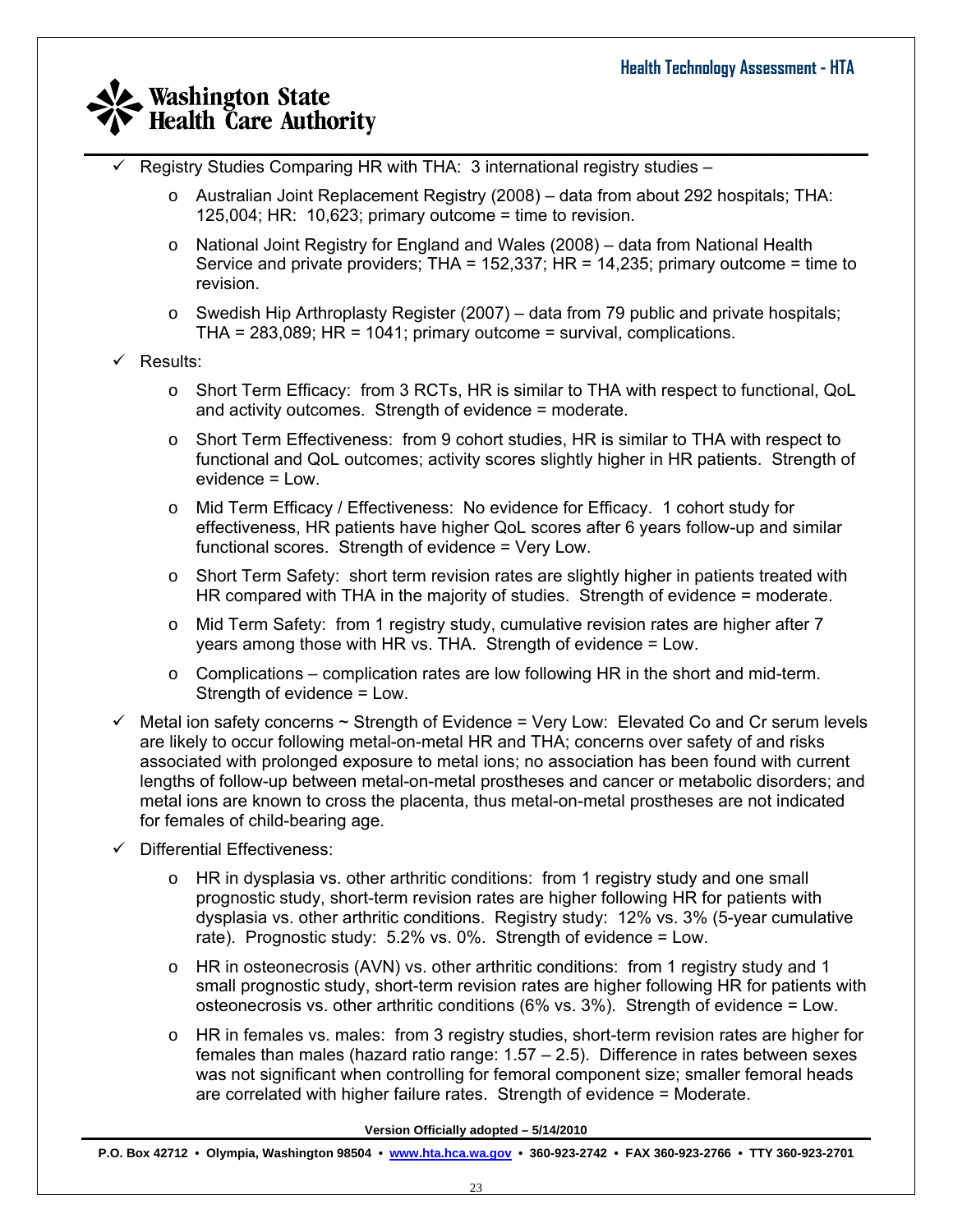- Registry Studies Comparing HR with THA: 3 international registry studies –
  - Australian Joint Replacement Registry (2008) – data from about 292 hospitals; THA: 125,004; HR: 10,623; primary outcome = time to revision.
  - National Joint Registry for England and Wales (2008) – data from National Health Service and private providers; THA = 152,337; HR = 14,235; primary outcome = time to revision.
  - Swedish Hip Arthroplasty Register (2007) – data from 79 public and private hospitals; THA = 283,089; HR = 1041; primary outcome = survival, complications.
- Results:
  - Short Term Efficacy: from 3 RCTs, HR is similar to THA with respect to functional, QoL and activity outcomes. Strength of evidence = moderate.
  - Short Term Effectiveness: from 9 cohort studies, HR is similar to THA with respect to functional and QoL outcomes; activity scores slightly higher in HR patients. Strength of evidence = Low.
  - Mid Term Efficacy / Effectiveness: No evidence for Efficacy. 1 cohort study for effectiveness, HR patients have higher QoL scores after 6 years follow-up and similar functional scores. Strength of evidence = Very Low.
  - Short Term Safety: short term revision rates are slightly higher in patients treated with HR compared with THA in the majority of studies. Strength of evidence = moderate.
  - Mid Term Safety: from 1 registry study, cumulative revision rates are higher after 7 years among those with HR vs. THA. Strength of evidence = Low.
  - Complications – complication rates are low following HR in the short and mid-term. Strength of evidence = Low.
- Metal ion safety concerns ~ Strength of Evidence = Very Low: Elevated Co and Cr serum levels are likely to occur following metal-on-metal HR and THA; concerns over safety of and risks associated with prolonged exposure to metal ions; no association has been found with current lengths of follow-up between metal-on-metal prostheses and cancer or metabolic disorders; and metal ions are known to cross the placenta, thus metal-on-metal prostheses are not indicated for females of child-bearing age.
- Differential Effectiveness:
  - HR in dysplasia vs. other arthritic conditions: from 1 registry study and one small prognostic study, short-term revision rates are higher following HR for patients with dysplasia vs. other arthritic conditions. Registry study: 12% vs. 3% (5-year cumulative rate). Prognostic study: 5.2% vs. 0%. Strength of evidence = Low.
  - HR in osteonecrosis (AVN) vs. other arthritic conditions: from 1 registry study and 1 small prognostic study, short-term revision rates are higher following HR for patients with osteonecrosis vs. other arthritic conditions (6% vs. 3%). Strength of evidence = Low.
  - HR in females vs. males: from 3 registry studies, short-term revision rates are higher for females than males (hazard ratio range: 1.57 – 2.5). Difference in rates between sexes was not significant when controlling for femoral component size; smaller femoral heads are correlated with higher failure rates. Strength of evidence = Moderate.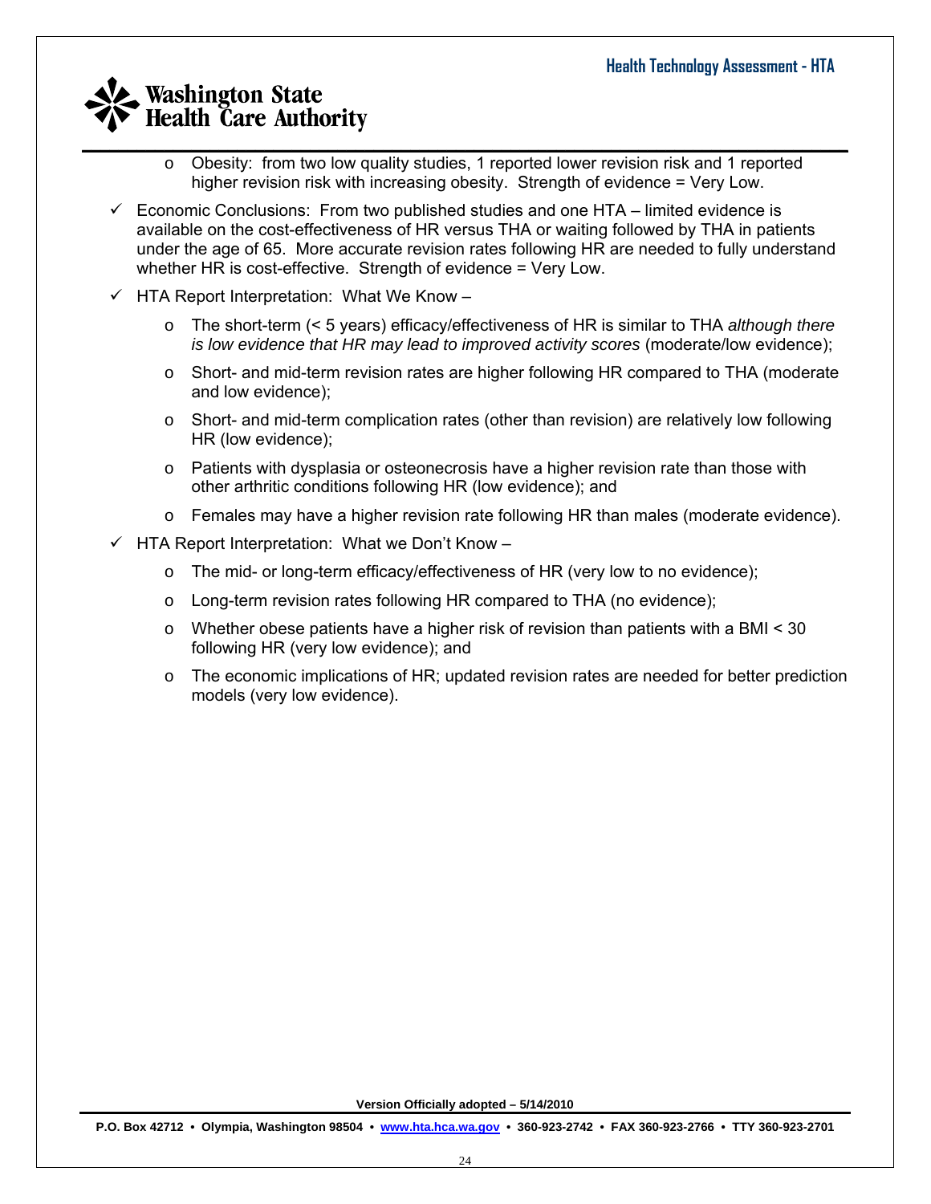- Obesity: from two low quality studies, 1 reported lower revision risk and 1 reported higher revision risk with increasing obesity. Strength of evidence = Very Low.

- ✓ Economic Conclusions: From two published studies and one HTA – limited evidence is available on the cost-effectiveness of HR versus THA or waiting followed by THA in patients under the age of 65. More accurate revision rates following HR are needed to fully understand whether HR is cost-effective. Strength of evidence = Very Low.

- ✓ HTA Report Interpretation: What We Know –
  - The short-term (< 5 years) efficacy/effectiveness of HR is similar to THA *although there is low evidence that HR may lead to improved activity scores* (moderate/low evidence);
  - Short- and mid-term revision rates are higher following HR compared to THA (moderate and low evidence);
  - Short- and mid-term complication rates (other than revision) are relatively low following HR (low evidence);
  - Patients with dysplasia or osteonecrosis have a higher revision rate than those with other arthritic conditions following HR (low evidence); and
  - Females may have a higher revision rate following HR than males (moderate evidence).

- ✓ HTA Report Interpretation: What we Don't Know –
  - The mid- or long-term efficacy/effectiveness of HR (very low to no evidence);
  - Long-term revision rates following HR compared to THA (no evidence);
  - Whether obese patients have a higher risk of revision than patients with a BMI < 30 following HR (very low evidence); and
  - The economic implications of HR; updated revision rates are needed for better prediction models (very low evidence).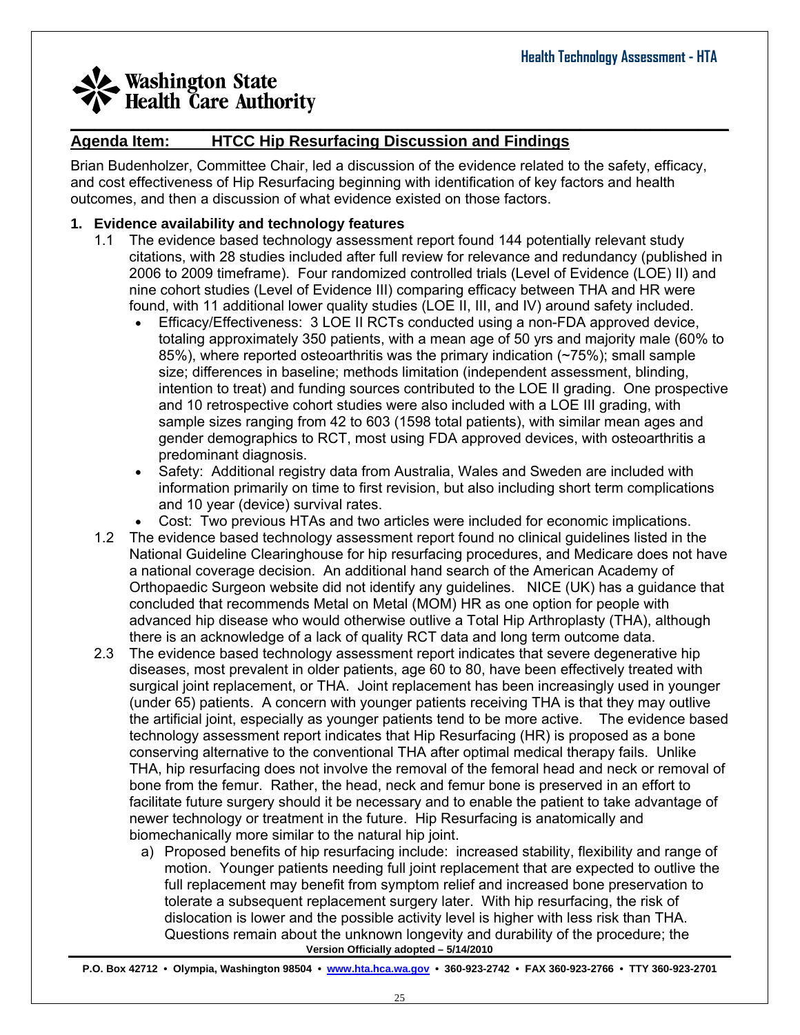## Agenda Item: HTCC Hip Resurfacing Discussion and Findings

Brian Budenholzer, Committee Chair, led a discussion of the evidence related to the safety, efficacy, and cost effectiveness of Hip Resurfacing beginning with identification of key factors and health outcomes, and then a discussion of what evidence existed on those factors.

**1. Evidence availability and technology features**

1.1 The evidence based technology assessment report found 144 potentially relevant study citations, with 28 studies included after full review for relevance and redundancy (published in 2006 to 2009 timeframe). Four randomized controlled trials (Level of Evidence (LOE) II) and nine cohort studies (Level of Evidence III) comparing efficacy between THA and HR were found, with 11 additional lower quality studies (LOE II, III, and IV) around safety included.

- Efficacy/Effectiveness: 3 LOE II RCTs conducted using a non-FDA approved device, totaling approximately 350 patients, with a mean age of 50 yrs and majority male (60% to 85%), where reported osteoarthritis was the primary indication (~75%); small sample size; differences in baseline; methods limitation (independent assessment, blinding, intention to treat) and funding sources contributed to the LOE II grading. One prospective and 10 retrospective cohort studies were also included with a LOE III grading, with sample sizes ranging from 42 to 603 (1598 total patients), with similar mean ages and gender demographics to RCT, most using FDA approved devices, with osteoarthritis a predominant diagnosis.
- Safety: Additional registry data from Australia, Wales and Sweden are included with information primarily on time to first revision, but also including short term complications and 10 year (device) survival rates.
- Cost: Two previous HTAs and two articles were included for economic implications.

1.2 The evidence based technology assessment report found no clinical guidelines listed in the National Guideline Clearinghouse for hip resurfacing procedures, and Medicare does not have a national coverage decision. An additional hand search of the American Academy of Orthopaedic Surgeon website did not identify any guidelines. NICE (UK) has a guidance that concluded that recommends Metal on Metal (MOM) HR as one option for people with advanced hip disease who would otherwise outlive a Total Hip Arthroplasty (THA), although there is an acknowledge of a lack of quality RCT data and long term outcome data.

2.3 The evidence based technology assessment report indicates that severe degenerative hip diseases, most prevalent in older patients, age 60 to 80, have been effectively treated with surgical joint replacement, or THA. Joint replacement has been increasingly used in younger (under 65) patients. A concern with younger patients receiving THA is that they may outlive the artificial joint, especially as younger patients tend to be more active. The evidence based technology assessment report indicates that Hip Resurfacing (HR) is proposed as a bone conserving alternative to the conventional THA after optimal medical therapy fails. Unlike THA, hip resurfacing does not involve the removal of the femoral head and neck or removal of bone from the femur. Rather, the head, neck and femur bone is preserved in an effort to facilitate future surgery should it be necessary and to enable the patient to take advantage of newer technology or treatment in the future. Hip Resurfacing is anatomically and biomechanically more similar to the natural hip joint.

a) Proposed benefits of hip resurfacing include: increased stability, flexibility and range of motion. Younger patients needing full joint replacement that are expected to outlive the full replacement may benefit from symptom relief and increased bone preservation to tolerate a subsequent replacement surgery later. With hip resurfacing, the risk of dislocation is lower and the possible activity level is higher with less risk than THA. Questions remain about the unknown longevity and durability of the procedure; the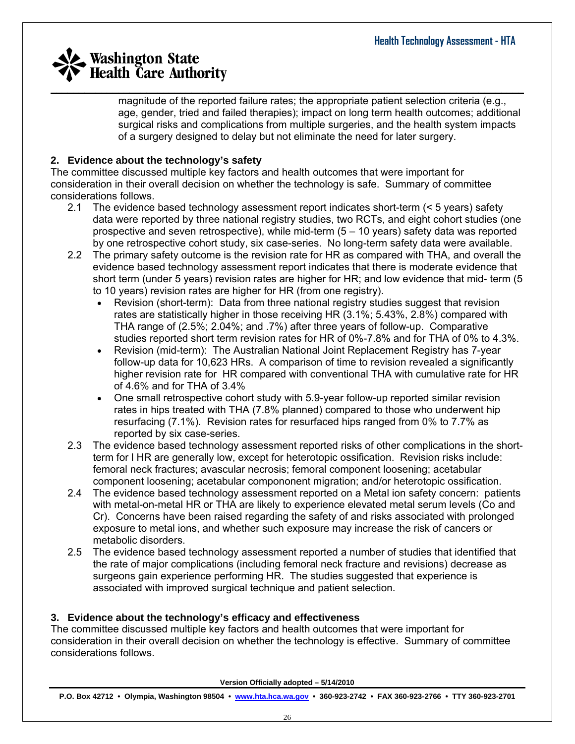magnitude of the reported failure rates; the appropriate patient selection criteria (e.g., age, gender, tried and failed therapies); impact on long term health outcomes; additional surgical risks and complications from multiple surgeries, and the health system impacts of a surgery designed to delay but not eliminate the need for later surgery.

**2. Evidence about the technology's safety**

The committee discussed multiple key factors and health outcomes that were important for consideration in their overall decision on whether the technology is safe. Summary of committee considerations follows.

2.1 The evidence based technology assessment report indicates short-term (< 5 years) safety data were reported by three national registry studies, two RCTs, and eight cohort studies (one prospective and seven retrospective), while mid-term (5 – 10 years) safety data was reported by one retrospective cohort study, six case-series. No long-term safety data were available.

2.2 The primary safety outcome is the revision rate for HR as compared with THA, and overall the evidence based technology assessment report indicates that there is moderate evidence that short term (under 5 years) revision rates are higher for HR; and low evidence that mid- term (5 to 10 years) revision rates are higher for HR (from one registry).

- Revision (short-term): Data from three national registry studies suggest that revision rates are statistically higher in those receiving HR (3.1%; 5.43%, 2.8%) compared with THA range of (2.5%; 2.04%; and .7%) after three years of follow-up. Comparative studies reported short term revision rates for HR of 0%-7.8% and for THA of 0% to 4.3%.
- Revision (mid-term): The Australian National Joint Replacement Registry has 7-year follow-up data for 10,623 HRs. A comparison of time to revision revealed a significantly higher revision rate for HR compared with conventional THA with cumulative rate for HR of 4.6% and for THA of 3.4%
- One small retrospective cohort study with 5.9-year follow-up reported similar revision rates in hips treated with THA (7.8% planned) compared to those who underwent hip resurfacing (7.1%). Revision rates for resurfaced hips ranged from 0% to 7.7% as reported by six case-series.

2.3 The evidence based technology assessment reported risks of other complications in the short-term for l HR are generally low, except for heterotopic ossification. Revision risks include: femoral neck fractures; avascular necrosis; femoral component loosening; acetabular component loosening; acetabular compononent migration; and/or heterotopic ossification.

2.4 The evidence based technology assessment reported on a Metal ion safety concern: patients with metal-on-metal HR or THA are likely to experience elevated metal serum levels (Co and Cr). Concerns have been raised regarding the safety of and risks associated with prolonged exposure to metal ions, and whether such exposure may increase the risk of cancers or metabolic disorders.

2.5 The evidence based technology assessment reported a number of studies that identified that the rate of major complications (including femoral neck fracture and revisions) decrease as surgeons gain experience performing HR. The studies suggested that experience is associated with improved surgical technique and patient selection.

**3. Evidence about the technology's efficacy and effectiveness**

The committee discussed multiple key factors and health outcomes that were important for consideration in their overall decision on whether the technology is effective. Summary of committee considerations follows.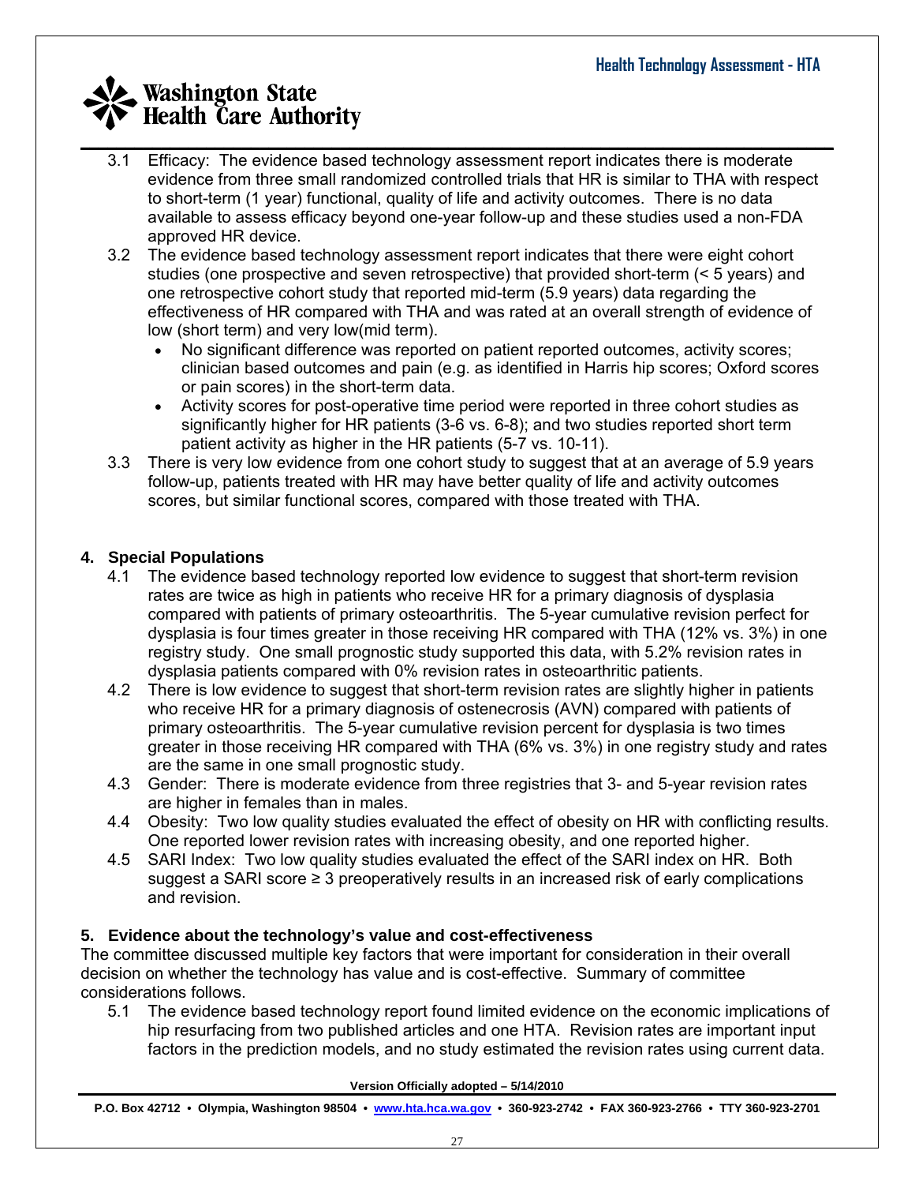3.1 Efficacy: The evidence based technology assessment report indicates there is moderate evidence from three small randomized controlled trials that HR is similar to THA with respect to short-term (1 year) functional, quality of life and activity outcomes. There is no data available to assess efficacy beyond one-year follow-up and these studies used a non-FDA approved HR device.

3.2 The evidence based technology assessment report indicates that there were eight cohort studies (one prospective and seven retrospective) that provided short-term (< 5 years) and one retrospective cohort study that reported mid-term (5.9 years) data regarding the effectiveness of HR compared with THA and was rated at an overall strength of evidence of low (short term) and very low(mid term).

- No significant difference was reported on patient reported outcomes, activity scores; clinician based outcomes and pain (e.g. as identified in Harris hip scores; Oxford scores or pain scores) in the short-term data.
- Activity scores for post-operative time period were reported in three cohort studies as significantly higher for HR patients (3-6 vs. 6-8); and two studies reported short term patient activity as higher in the HR patients (5-7 vs. 10-11).

3.3 There is very low evidence from one cohort study to suggest that at an average of 5.9 years follow-up, patients treated with HR may have better quality of life and activity outcomes scores, but similar functional scores, compared with those treated with THA.

## 4. Special Populations

4.1 The evidence based technology reported low evidence to suggest that short-term revision rates are twice as high in patients who receive HR for a primary diagnosis of dysplasia compared with patients of primary osteoarthritis. The 5-year cumulative revision perfect for dysplasia is four times greater in those receiving HR compared with THA (12% vs. 3%) in one registry study. One small prognostic study supported this data, with 5.2% revision rates in dysplasia patients compared with 0% revision rates in osteoarthritic patients.

4.2 There is low evidence to suggest that short-term revision rates are slightly higher in patients who receive HR for a primary diagnosis of ostenecrosis (AVN) compared with patients of primary osteoarthritis. The 5-year cumulative revision percent for dysplasia is two times greater in those receiving HR compared with THA (6% vs. 3%) in one registry study and rates are the same in one small prognostic study.

4.3 Gender: There is moderate evidence from three registries that 3- and 5-year revision rates are higher in females than in males.

4.4 Obesity: Two low quality studies evaluated the effect of obesity on HR with conflicting results. One reported lower revision rates with increasing obesity, and one reported higher.

4.5 SARI Index: Two low quality studies evaluated the effect of the SARI index on HR. Both suggest a SARI score ≥ 3 preoperatively results in an increased risk of early complications and revision.

## 5. Evidence about the technology's value and cost-effectiveness

The committee discussed multiple key factors that were important for consideration in their overall decision on whether the technology has value and is cost-effective. Summary of committee considerations follows.

5.1 The evidence based technology report found limited evidence on the economic implications of hip resurfacing from two published articles and one HTA. Revision rates are important input factors in the prediction models, and no study estimated the revision rates using current data.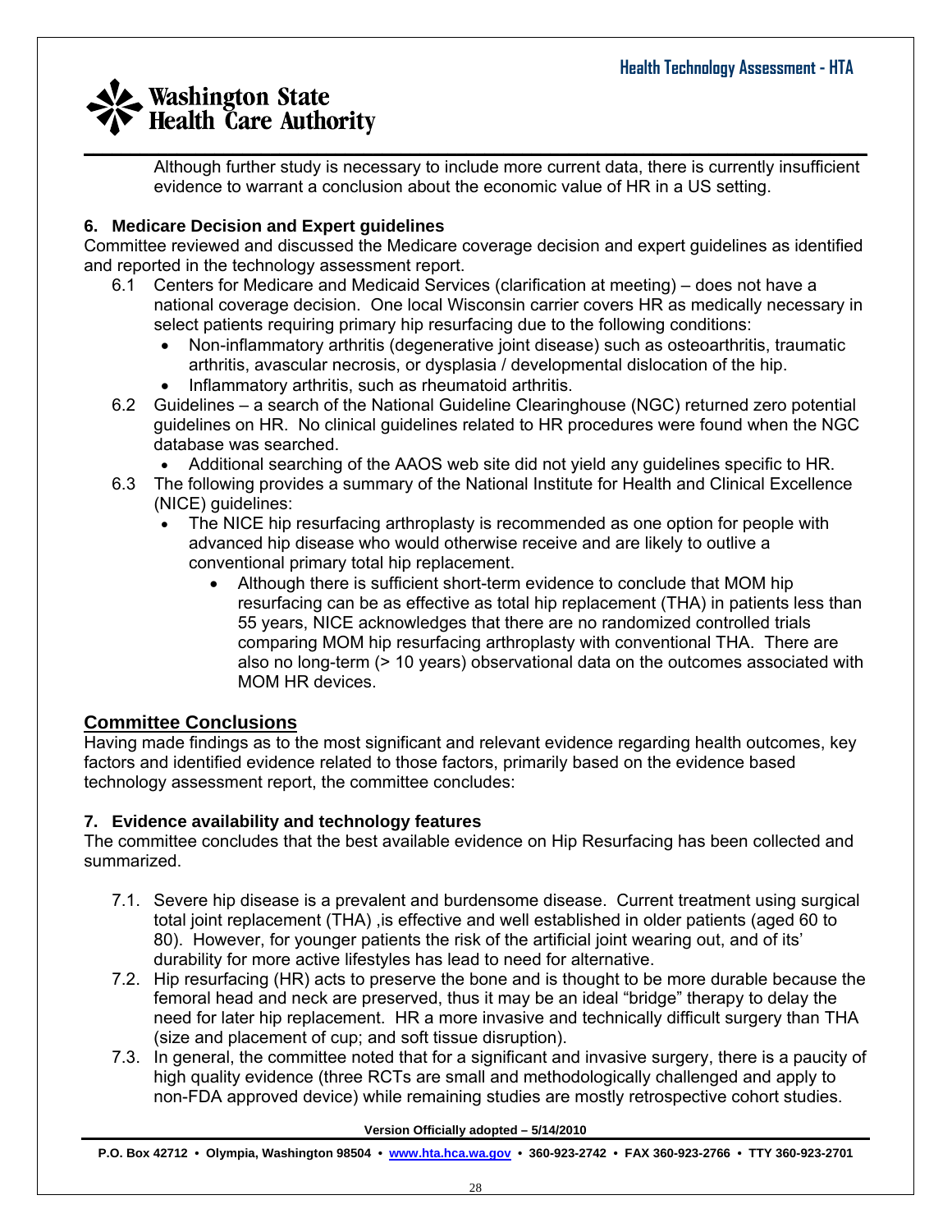Although further study is necessary to include more current data, there is currently insufficient evidence to warrant a conclusion about the economic value of HR in a US setting.

### 6. Medicare Decision and Expert guidelines

Committee reviewed and discussed the Medicare coverage decision and expert guidelines as identified and reported in the technology assessment report.

6.1 Centers for Medicare and Medicaid Services (clarification at meeting) – does not have a national coverage decision. One local Wisconsin carrier covers HR as medically necessary in select patients requiring primary hip resurfacing due to the following conditions:
- Non-inflammatory arthritis (degenerative joint disease) such as osteoarthritis, traumatic arthritis, avascular necrosis, or dysplasia / developmental dislocation of the hip.
- Inflammatory arthritis, such as rheumatoid arthritis.

6.2 Guidelines – a search of the National Guideline Clearinghouse (NGC) returned zero potential guidelines on HR. No clinical guidelines related to HR procedures were found when the NGC database was searched.
- Additional searching of the AAOS web site did not yield any guidelines specific to HR.

6.3 The following provides a summary of the National Institute for Health and Clinical Excellence (NICE) guidelines:
- The NICE hip resurfacing arthroplasty is recommended as one option for people with advanced hip disease who would otherwise receive and are likely to outlive a conventional primary total hip replacement.
  - Although there is sufficient short-term evidence to conclude that MOM hip resurfacing can be as effective as total hip replacement (THA) in patients less than 55 years, NICE acknowledges that there are no randomized controlled trials comparing MOM hip resurfacing arthroplasty with conventional THA. There are also no long-term (> 10 years) observational data on the outcomes associated with MOM HR devices.

## Committee Conclusions

Having made findings as to the most significant and relevant evidence regarding health outcomes, key factors and identified evidence related to those factors, primarily based on the evidence based technology assessment report, the committee concludes:

### 7. Evidence availability and technology features

The committee concludes that the best available evidence on Hip Resurfacing has been collected and summarized.

7.1. Severe hip disease is a prevalent and burdensome disease. Current treatment using surgical total joint replacement (THA) ,is effective and well established in older patients (aged 60 to 80). However, for younger patients the risk of the artificial joint wearing out, and of its' durability for more active lifestyles has lead to need for alternative.

7.2. Hip resurfacing (HR) acts to preserve the bone and is thought to be more durable because the femoral head and neck are preserved, thus it may be an ideal "bridge" therapy to delay the need for later hip replacement. HR a more invasive and technically difficult surgery than THA (size and placement of cup; and soft tissue disruption).

7.3. In general, the committee noted that for a significant and invasive surgery, there is a paucity of high quality evidence (three RCTs are small and methodologically challenged and apply to non-FDA approved device) while remaining studies are mostly retrospective cohort studies.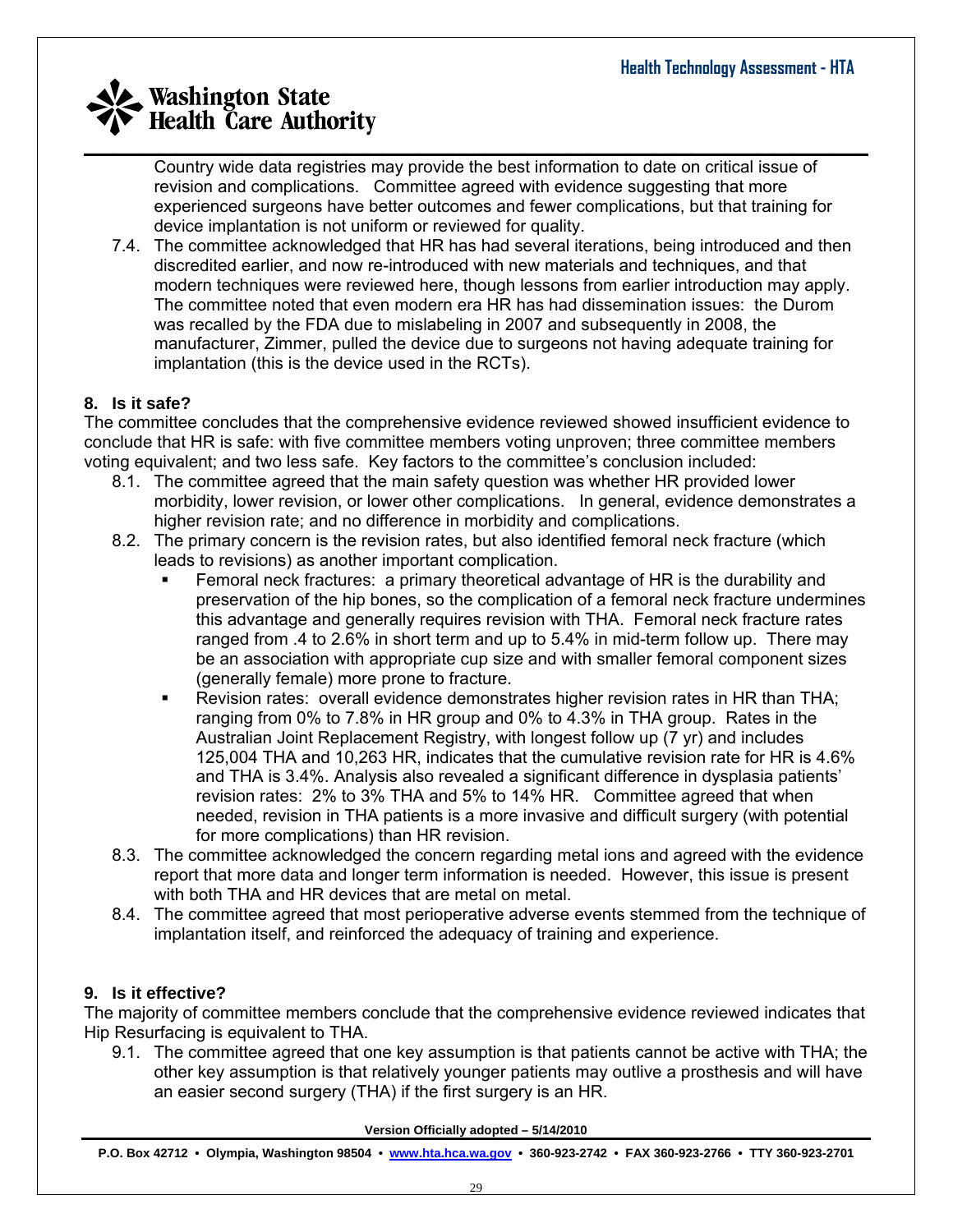Country wide data registries may provide the best information to date on critical issue of revision and complications. Committee agreed with evidence suggesting that more experienced surgeons have better outcomes and fewer complications, but that training for device implantation is not uniform or reviewed for quality.

7.4. The committee acknowledged that HR has had several iterations, being introduced and then discredited earlier, and now re-introduced with new materials and techniques, and that modern techniques were reviewed here, though lessons from earlier introduction may apply. The committee noted that even modern era HR has had dissemination issues: the Durom was recalled by the FDA due to mislabeling in 2007 and subsequently in 2008, the manufacturer, Zimmer, pulled the device due to surgeons not having adequate training for implantation (this is the device used in the RCTs).

**8. Is it safe?**

The committee concludes that the comprehensive evidence reviewed showed insufficient evidence to conclude that HR is safe: with five committee members voting unproven; three committee members voting equivalent; and two less safe. Key factors to the committee's conclusion included:

8.1. The committee agreed that the main safety question was whether HR provided lower morbidity, lower revision, or lower other complications. In general, evidence demonstrates a higher revision rate; and no difference in morbidity and complications.

8.2. The primary concern is the revision rates, but also identified femoral neck fracture (which leads to revisions) as another important complication.

- Femoral neck fractures: a primary theoretical advantage of HR is the durability and preservation of the hip bones, so the complication of a femoral neck fracture undermines this advantage and generally requires revision with THA. Femoral neck fracture rates ranged from .4 to 2.6% in short term and up to 5.4% in mid-term follow up. There may be an association with appropriate cup size and with smaller femoral component sizes (generally female) more prone to fracture.
- Revision rates: overall evidence demonstrates higher revision rates in HR than THA; ranging from 0% to 7.8% in HR group and 0% to 4.3% in THA group. Rates in the Australian Joint Replacement Registry, with longest follow up (7 yr) and includes 125,004 THA and 10,263 HR, indicates that the cumulative revision rate for HR is 4.6% and THA is 3.4%. Analysis also revealed a significant difference in dysplasia patients' revision rates: 2% to 3% THA and 5% to 14% HR. Committee agreed that when needed, revision in THA patients is a more invasive and difficult surgery (with potential for more complications) than HR revision.

8.3. The committee acknowledged the concern regarding metal ions and agreed with the evidence report that more data and longer term information is needed. However, this issue is present with both THA and HR devices that are metal on metal.

8.4. The committee agreed that most perioperative adverse events stemmed from the technique of implantation itself, and reinforced the adequacy of training and experience.

**9. Is it effective?**

The majority of committee members conclude that the comprehensive evidence reviewed indicates that Hip Resurfacing is equivalent to THA.

9.1. The committee agreed that one key assumption is that patients cannot be active with THA; the other key assumption is that relatively younger patients may outlive a prosthesis and will have an easier second surgery (THA) if the first surgery is an HR.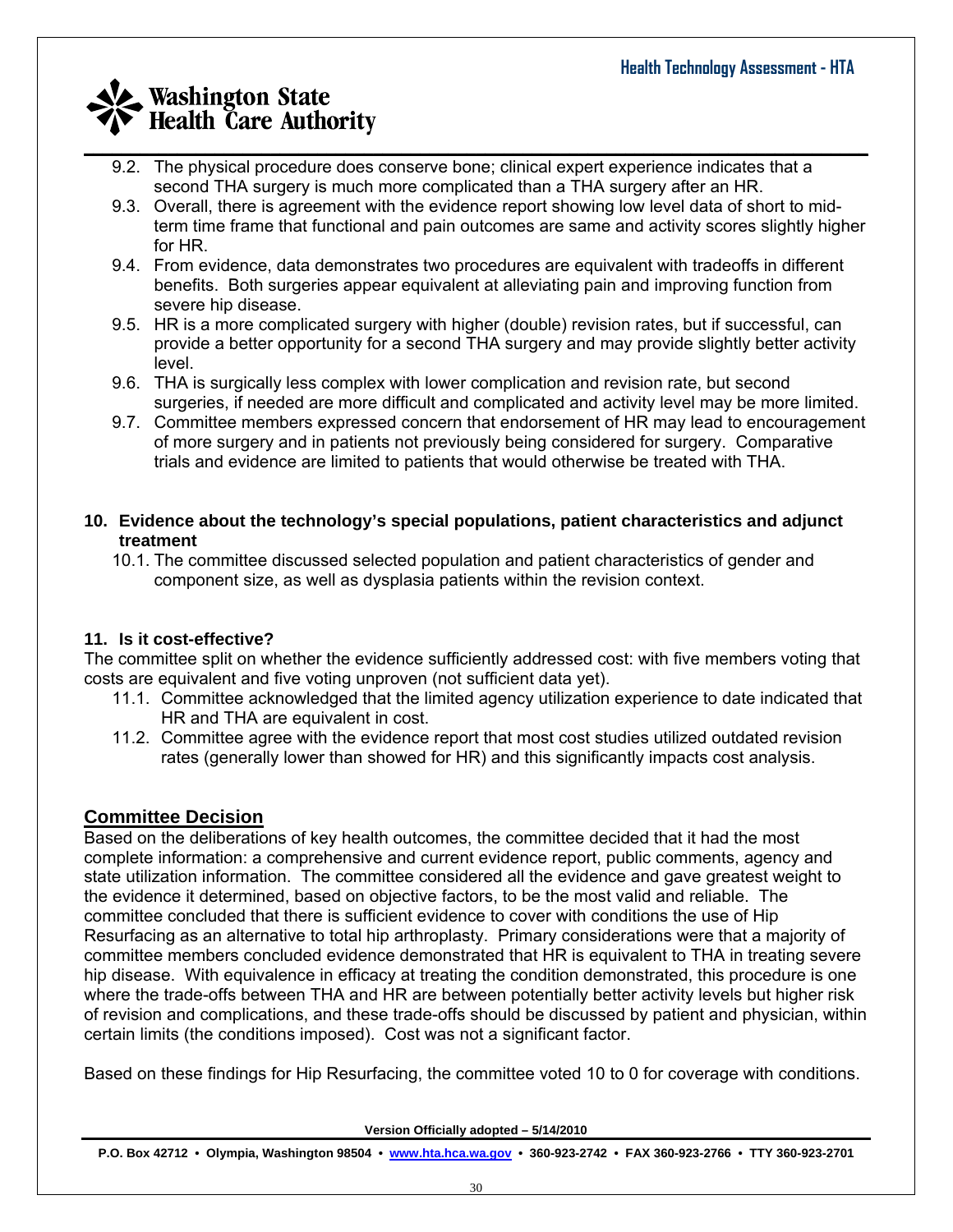9.2. The physical procedure does conserve bone; clinical expert experience indicates that a second THA surgery is much more complicated than a THA surgery after an HR.

9.3. Overall, there is agreement with the evidence report showing low level data of short to mid-term time frame that functional and pain outcomes are same and activity scores slightly higher for HR.

9.4. From evidence, data demonstrates two procedures are equivalent with tradeoffs in different benefits. Both surgeries appear equivalent at alleviating pain and improving function from severe hip disease.

9.5. HR is a more complicated surgery with higher (double) revision rates, but if successful, can provide a better opportunity for a second THA surgery and may provide slightly better activity level.

9.6. THA is surgically less complex with lower complication and revision rate, but second surgeries, if needed are more difficult and complicated and activity level may be more limited.

9.7. Committee members expressed concern that endorsement of HR may lead to encouragement of more surgery and in patients not previously being considered for surgery. Comparative trials and evidence are limited to patients that would otherwise be treated with THA.

**10. Evidence about the technology's special populations, patient characteristics and adjunct treatment**

10.1. The committee discussed selected population and patient characteristics of gender and component size, as well as dysplasia patients within the revision context.

**11. Is it cost-effective?**

The committee split on whether the evidence sufficiently addressed cost: with five members voting that costs are equivalent and five voting unproven (not sufficient data yet).

11.1. Committee acknowledged that the limited agency utilization experience to date indicated that HR and THA are equivalent in cost.

11.2. Committee agree with the evidence report that most cost studies utilized outdated revision rates (generally lower than showed for HR) and this significantly impacts cost analysis.

## Committee Decision

Based on the deliberations of key health outcomes, the committee decided that it had the most complete information: a comprehensive and current evidence report, public comments, agency and state utilization information. The committee considered all the evidence and gave greatest weight to the evidence it determined, based on objective factors, to be the most valid and reliable. The committee concluded that there is sufficient evidence to cover with conditions the use of Hip Resurfacing as an alternative to total hip arthroplasty. Primary considerations were that a majority of committee members concluded evidence demonstrated that HR is equivalent to THA in treating severe hip disease. With equivalence in efficacy at treating the condition demonstrated, this procedure is one where the trade-offs between THA and HR are between potentially better activity levels but higher risk of revision and complications, and these trade-offs should be discussed by patient and physician, within certain limits (the conditions imposed). Cost was not a significant factor.

Based on these findings for Hip Resurfacing, the committee voted 10 to 0 for coverage with conditions.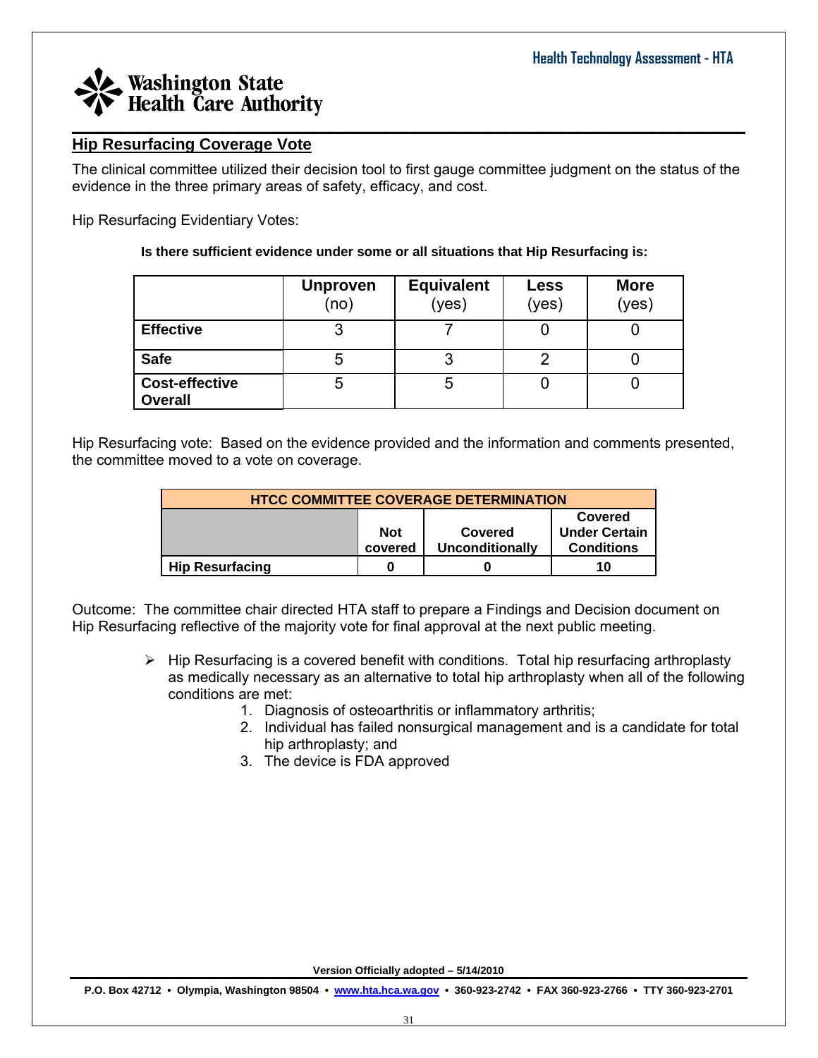## Hip Resurfacing Coverage Vote

The clinical committee utilized their decision tool to first gauge committee judgment on the status of the evidence in the three primary areas of safety, efficacy, and cost.

Hip Resurfacing Evidentiary Votes:

**Is there sufficient evidence under some or all situations that Hip Resurfacing is:**

| | **Unproven** (no) | **Equivalent** (yes) | **Less** (yes) | **More** (yes) |
|---|---|---|---|---|
| **Effective** | 3 | 7 | 0 | 0 |
| **Safe** | 5 | 3 | 2 | 0 |
| **Cost-effective Overall** | 5 | 5 | 0 | 0 |

Hip Resurfacing vote: Based on the evidence provided and the information and comments presented, the committee moved to a vote on coverage.

| **HTCC COMMITTEE COVERAGE DETERMINATION** | | | |
|---|---|---|---|
| | **Not covered** | **Covered Unconditionally** | **Covered Under Certain Conditions** |
| **Hip Resurfacing** | **0** | **0** | **10** |

Outcome: The committee chair directed HTA staff to prepare a Findings and Decision document on Hip Resurfacing reflective of the majority vote for final approval at the next public meeting.

- Hip Resurfacing is a covered benefit with conditions. Total hip resurfacing arthroplasty as medically necessary as an alternative to total hip arthroplasty when all of the following conditions are met:
  1. Diagnosis of osteoarthritis or inflammatory arthritis;
  2. Individual has failed nonsurgical management and is a candidate for total hip arthroplasty; and
  3. The device is FDA approved